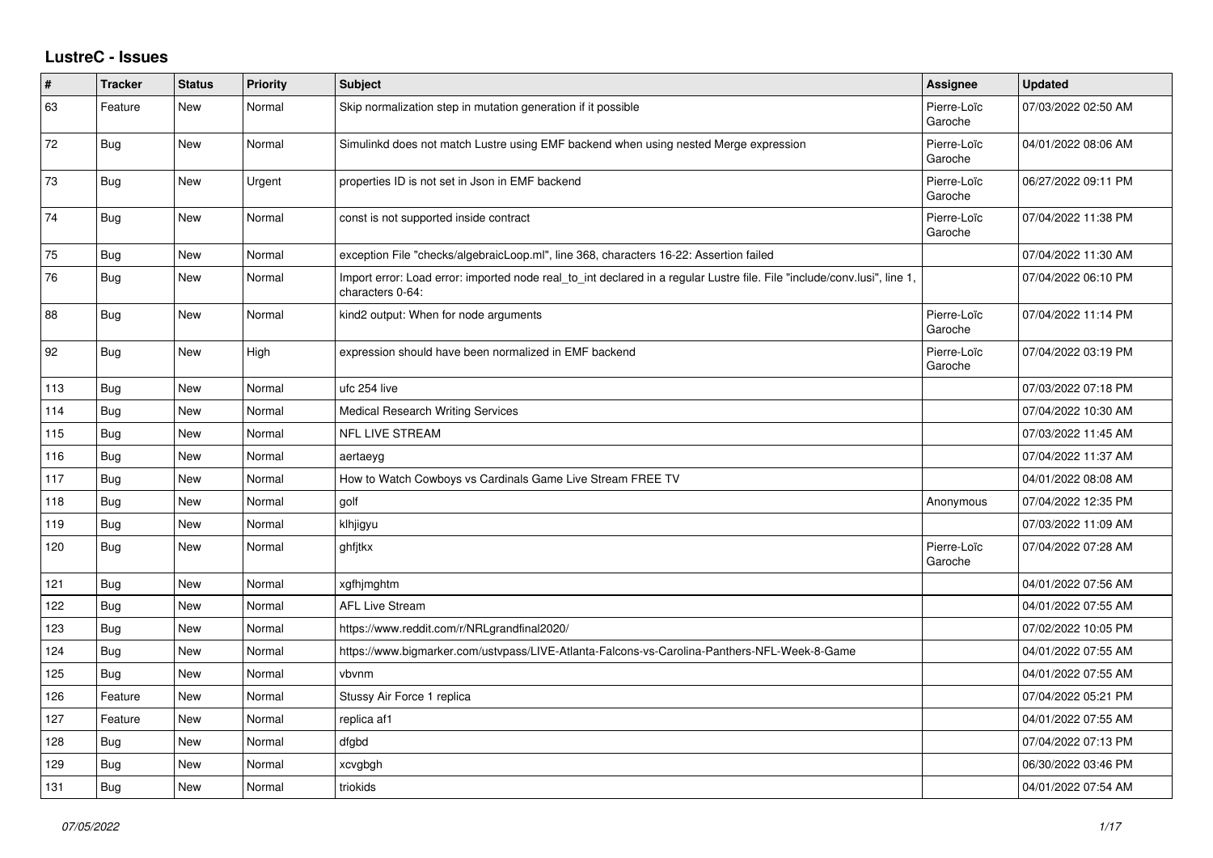# LustreC - Issues

| # | Tracker | Status | Priority | Subject | Assignee | Updated |
|---|---|---|---|---|---|---|
| 63 | Feature | New | Normal | Skip normalization step in mutation generation if it possible | Pierre-Loïc Garoche | 07/03/2022 02:50 AM |
| 72 | Bug | New | Normal | Simulinkd does not match Lustre using EMF backend when using nested Merge expression | Pierre-Loïc Garoche | 04/01/2022 08:06 AM |
| 73 | Bug | New | Urgent | properties ID is not set in Json in EMF backend | Pierre-Loïc Garoche | 06/27/2022 09:11 PM |
| 74 | Bug | New | Normal | const is not supported inside contract | Pierre-Loïc Garoche | 07/04/2022 11:38 PM |
| 75 | Bug | New | Normal | exception File "checks/algebraicLoop.ml", line 368, characters 16-22: Assertion failed | | 07/04/2022 11:30 AM |
| 76 | Bug | New | Normal | Import error: Load error: imported node real_to_int declared in a regular Lustre file. File "include/conv.lusi", line 1, characters 0-64: | | 07/04/2022 06:10 PM |
| 88 | Bug | New | Normal | kind2 output: When for node arguments | Pierre-Loïc Garoche | 07/04/2022 11:14 PM |
| 92 | Bug | New | High | expression should have been normalized in EMF backend | Pierre-Loïc Garoche | 07/04/2022 03:19 PM |
| 113 | Bug | New | Normal | ufc 254 live | | 07/03/2022 07:18 PM |
| 114 | Bug | New | Normal | Medical Research Writing Services | | 07/04/2022 10:30 AM |
| 115 | Bug | New | Normal | NFL LIVE STREAM | | 07/03/2022 11:45 AM |
| 116 | Bug | New | Normal | aertaeyg | | 07/04/2022 11:37 AM |
| 117 | Bug | New | Normal | How to Watch Cowboys vs Cardinals Game Live Stream FREE TV | | 04/01/2022 08:08 AM |
| 118 | Bug | New | Normal | golf | Anonymous | 07/04/2022 12:35 PM |
| 119 | Bug | New | Normal | klhjigyu | | 07/03/2022 11:09 AM |
| 120 | Bug | New | Normal | ghfjtkx | Pierre-Loïc Garoche | 07/04/2022 07:28 AM |
| 121 | Bug | New | Normal | xgfhjmghtm | | 04/01/2022 07:56 AM |
| 122 | Bug | New | Normal | AFL Live Stream | | 04/01/2022 07:55 AM |
| 123 | Bug | New | Normal | https://www.reddit.com/r/NRLgrandfinal2020/ | | 07/02/2022 10:05 PM |
| 124 | Bug | New | Normal | https://www.bigmarker.com/ustvpass/LIVE-Atlanta-Falcons-vs-Carolina-Panthers-NFL-Week-8-Game | | 04/01/2022 07:55 AM |
| 125 | Bug | New | Normal | vbvnm | | 04/01/2022 07:55 AM |
| 126 | Feature | New | Normal | Stussy Air Force 1 replica | | 07/04/2022 05:21 PM |
| 127 | Feature | New | Normal | replica af1 | | 04/01/2022 07:55 AM |
| 128 | Bug | New | Normal | dfgbd | | 07/04/2022 07:13 PM |
| 129 | Bug | New | Normal | xcvgbgh | | 06/30/2022 03:46 PM |
| 131 | Bug | New | Normal | triokids | | 04/01/2022 07:54 AM |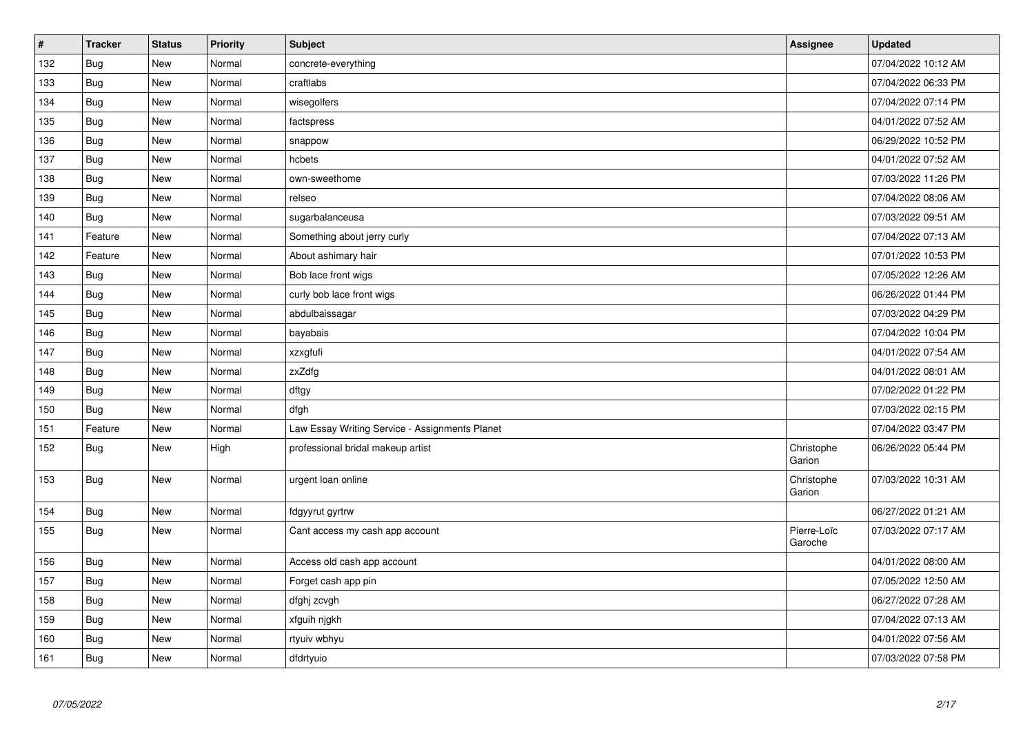| # | Tracker | Status | Priority | Subject | Assignee | Updated |
|---|---|---|---|---|---|---|
| 132 | Bug | New | Normal | concrete-everything | | 07/04/2022 10:12 AM |
| 133 | Bug | New | Normal | craftlabs | | 07/04/2022 06:33 PM |
| 134 | Bug | New | Normal | wisegolfers | | 07/04/2022 07:14 PM |
| 135 | Bug | New | Normal | factspress | | 04/01/2022 07:52 AM |
| 136 | Bug | New | Normal | snappow | | 06/29/2022 10:52 PM |
| 137 | Bug | New | Normal | hcbets | | 04/01/2022 07:52 AM |
| 138 | Bug | New | Normal | own-sweethome | | 07/03/2022 11:26 PM |
| 139 | Bug | New | Normal | relseo | | 07/04/2022 08:06 AM |
| 140 | Bug | New | Normal | sugarbalanceusa | | 07/03/2022 09:51 AM |
| 141 | Feature | New | Normal | Something about jerry curly | | 07/04/2022 07:13 AM |
| 142 | Feature | New | Normal | About ashimary hair | | 07/01/2022 10:53 PM |
| 143 | Bug | New | Normal | Bob lace front wigs | | 07/05/2022 12:26 AM |
| 144 | Bug | New | Normal | curly bob lace front wigs | | 06/26/2022 01:44 PM |
| 145 | Bug | New | Normal | abdulbaissagar | | 07/03/2022 04:29 PM |
| 146 | Bug | New | Normal | bayabais | | 07/04/2022 10:04 PM |
| 147 | Bug | New | Normal | xzxgfufi | | 04/01/2022 07:54 AM |
| 148 | Bug | New | Normal | zxZdfg | | 04/01/2022 08:01 AM |
| 149 | Bug | New | Normal | dftgy | | 07/02/2022 01:22 PM |
| 150 | Bug | New | Normal | dfgh | | 07/03/2022 02:15 PM |
| 151 | Feature | New | Normal | Law Essay Writing Service - Assignments Planet | | 07/04/2022 03:47 PM |
| 152 | Bug | New | High | professional bridal makeup artist | Christophe Garion | 06/26/2022 05:44 PM |
| 153 | Bug | New | Normal | urgent loan online | Christophe Garion | 07/03/2022 10:31 AM |
| 154 | Bug | New | Normal | fdgyyrut gyrtrw | | 06/27/2022 01:21 AM |
| 155 | Bug | New | Normal | Cant access my cash app account | Pierre-Loïc Garoche | 07/03/2022 07:17 AM |
| 156 | Bug | New | Normal | Access old cash app account | | 04/01/2022 08:00 AM |
| 157 | Bug | New | Normal | Forget cash app pin | | 07/05/2022 12:50 AM |
| 158 | Bug | New | Normal | dfghj zcvgh | | 06/27/2022 07:28 AM |
| 159 | Bug | New | Normal | xfguih njgkh | | 07/04/2022 07:13 AM |
| 160 | Bug | New | Normal | rtyuiv wbhyu | | 04/01/2022 07:56 AM |
| 161 | Bug | New | Normal | dfdrtyuio | | 07/03/2022 07:58 PM |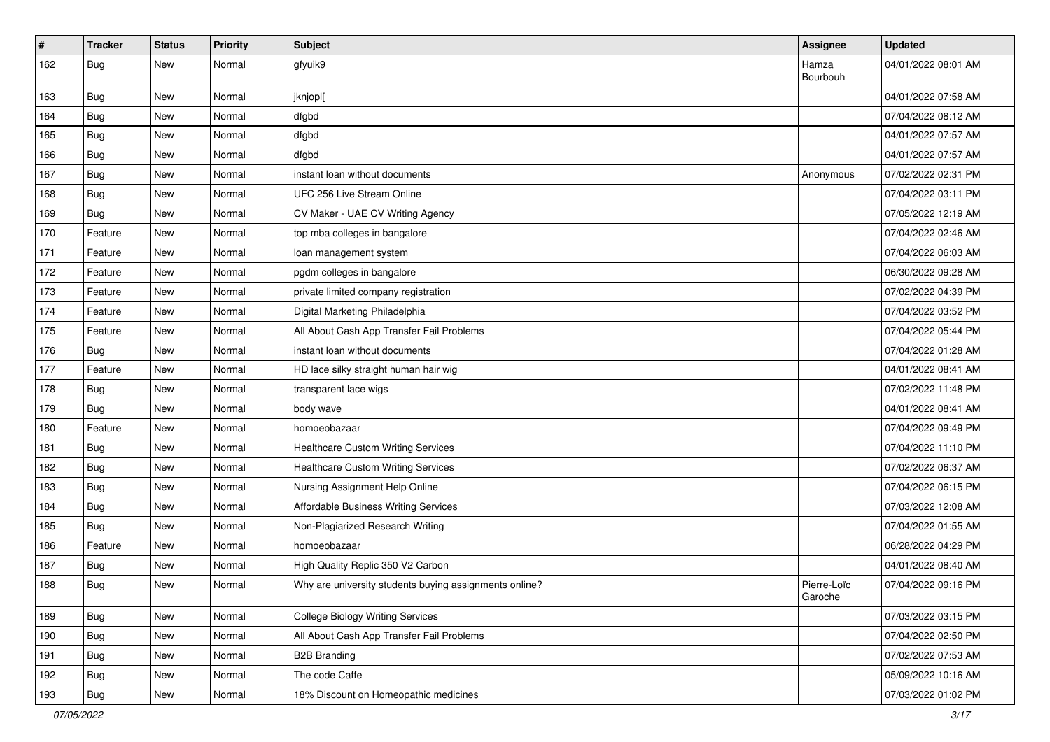| # | Tracker | Status | Priority | Subject | Assignee | Updated |
|---|---|---|---|---|---|---|
| 162 | Bug | New | Normal | gfyuik9 | Hamza Bourbouh | 04/01/2022 08:01 AM |
| 163 | Bug | New | Normal | jknjopl[ | | 04/01/2022 07:58 AM |
| 164 | Bug | New | Normal | dfgbd | | 07/04/2022 08:12 AM |
| 165 | Bug | New | Normal | dfgbd | | 04/01/2022 07:57 AM |
| 166 | Bug | New | Normal | dfgbd | | 04/01/2022 07:57 AM |
| 167 | Bug | New | Normal | instant loan without documents | Anonymous | 07/02/2022 02:31 PM |
| 168 | Bug | New | Normal | UFC 256 Live Stream Online | | 07/04/2022 03:11 PM |
| 169 | Bug | New | Normal | CV Maker - UAE CV Writing Agency | | 07/05/2022 12:19 AM |
| 170 | Feature | New | Normal | top mba colleges in bangalore | | 07/04/2022 02:46 AM |
| 171 | Feature | New | Normal | loan management system | | 07/04/2022 06:03 AM |
| 172 | Feature | New | Normal | pgdm colleges in bangalore | | 06/30/2022 09:28 AM |
| 173 | Feature | New | Normal | private limited company registration | | 07/02/2022 04:39 PM |
| 174 | Feature | New | Normal | Digital Marketing Philadelphia | | 07/04/2022 03:52 PM |
| 175 | Feature | New | Normal | All About Cash App Transfer Fail Problems | | 07/04/2022 05:44 PM |
| 176 | Bug | New | Normal | instant loan without documents | | 07/04/2022 01:28 AM |
| 177 | Feature | New | Normal | HD lace silky straight human hair wig | | 04/01/2022 08:41 AM |
| 178 | Bug | New | Normal | transparent lace wigs | | 07/02/2022 11:48 PM |
| 179 | Bug | New | Normal | body wave | | 04/01/2022 08:41 AM |
| 180 | Feature | New | Normal | homoeobazaar | | 07/04/2022 09:49 PM |
| 181 | Bug | New | Normal | Healthcare Custom Writing Services | | 07/04/2022 11:10 PM |
| 182 | Bug | New | Normal | Healthcare Custom Writing Services | | 07/02/2022 06:37 AM |
| 183 | Bug | New | Normal | Nursing Assignment Help Online | | 07/04/2022 06:15 PM |
| 184 | Bug | New | Normal | Affordable Business Writing Services | | 07/03/2022 12:08 AM |
| 185 | Bug | New | Normal | Non-Plagiarized Research Writing | | 07/04/2022 01:55 AM |
| 186 | Feature | New | Normal | homoeobazaar | | 06/28/2022 04:29 PM |
| 187 | Bug | New | Normal | High Quality Replic 350 V2 Carbon | | 04/01/2022 08:40 AM |
| 188 | Bug | New | Normal | Why are university students buying assignments online? | Pierre-Loïc Garoche | 07/04/2022 09:16 PM |
| 189 | Bug | New | Normal | College Biology Writing Services | | 07/03/2022 03:15 PM |
| 190 | Bug | New | Normal | All About Cash App Transfer Fail Problems | | 07/04/2022 02:50 PM |
| 191 | Bug | New | Normal | B2B Branding | | 07/02/2022 07:53 AM |
| 192 | Bug | New | Normal | The code Caffe | | 05/09/2022 10:16 AM |
| 193 | Bug | New | Normal | 18% Discount on Homeopathic medicines | | 07/03/2022 01:02 PM |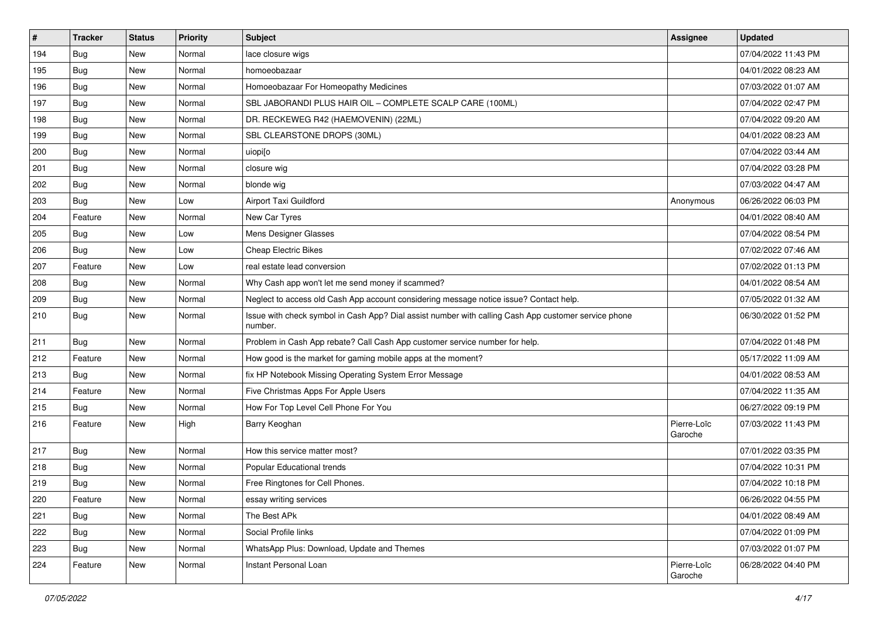| # | Tracker | Status | Priority | Subject | Assignee | Updated |
| --- | --- | --- | --- | --- | --- | --- |
| 194 | Bug | New | Normal | lace closure wigs | | 07/04/2022 11:43 PM |
| 195 | Bug | New | Normal | homoeobazaar | | 04/01/2022 08:23 AM |
| 196 | Bug | New | Normal | Homoeobazaar For Homeopathy Medicines | | 07/03/2022 01:07 AM |
| 197 | Bug | New | Normal | SBL JABORANDI PLUS HAIR OIL – COMPLETE SCALP CARE (100ML) | | 07/04/2022 02:47 PM |
| 198 | Bug | New | Normal | DR. RECKEWEG R42 (HAEMOVENIN) (22ML) | | 07/04/2022 09:20 AM |
| 199 | Bug | New | Normal | SBL CLEARSTONE DROPS (30ML) | | 04/01/2022 08:23 AM |
| 200 | Bug | New | Normal | uiopi[o | | 07/04/2022 03:44 AM |
| 201 | Bug | New | Normal | closure wig | | 07/04/2022 03:28 PM |
| 202 | Bug | New | Normal | blonde wig | | 07/03/2022 04:47 AM |
| 203 | Bug | New | Low | Airport Taxi Guildford | Anonymous | 06/26/2022 06:03 PM |
| 204 | Feature | New | Normal | New Car Tyres | | 04/01/2022 08:40 AM |
| 205 | Bug | New | Low | Mens Designer Glasses | | 07/04/2022 08:54 PM |
| 206 | Bug | New | Low | Cheap Electric Bikes | | 07/02/2022 07:46 AM |
| 207 | Feature | New | Low | real estate lead conversion | | 07/02/2022 01:13 PM |
| 208 | Bug | New | Normal | Why Cash app won't let me send money if scammed? | | 04/01/2022 08:54 AM |
| 209 | Bug | New | Normal | Neglect to access old Cash App account considering message notice issue? Contact help. | | 07/05/2022 01:32 AM |
| 210 | Bug | New | Normal | Issue with check symbol in Cash App? Dial assist number with calling Cash App customer service phone number. | | 06/30/2022 01:52 PM |
| 211 | Bug | New | Normal | Problem in Cash App rebate? Call Cash App customer service number for help. | | 07/04/2022 01:48 PM |
| 212 | Feature | New | Normal | How good is the market for gaming mobile apps at the moment? | | 05/17/2022 11:09 AM |
| 213 | Bug | New | Normal | fix HP Notebook Missing Operating System Error Message | | 04/01/2022 08:53 AM |
| 214 | Feature | New | Normal | Five Christmas Apps For Apple Users | | 07/04/2022 11:35 AM |
| 215 | Bug | New | Normal | How For Top Level Cell Phone For You | | 06/27/2022 09:19 PM |
| 216 | Feature | New | High | Barry Keoghan | Pierre-Loïc Garoche | 07/03/2022 11:43 PM |
| 217 | Bug | New | Normal | How this service matter most? | | 07/01/2022 03:35 PM |
| 218 | Bug | New | Normal | Popular Educational trends | | 07/04/2022 10:31 PM |
| 219 | Bug | New | Normal | Free Ringtones for Cell Phones. | | 07/04/2022 10:18 PM |
| 220 | Feature | New | Normal | essay writing services | | 06/26/2022 04:55 PM |
| 221 | Bug | New | Normal | The Best APk | | 04/01/2022 08:49 AM |
| 222 | Bug | New | Normal | Social Profile links | | 07/04/2022 01:09 PM |
| 223 | Bug | New | Normal | WhatsApp Plus: Download, Update and Themes | | 07/03/2022 01:07 PM |
| 224 | Feature | New | Normal | Instant Personal Loan | Pierre-Loïc Garoche | 06/28/2022 04:40 PM |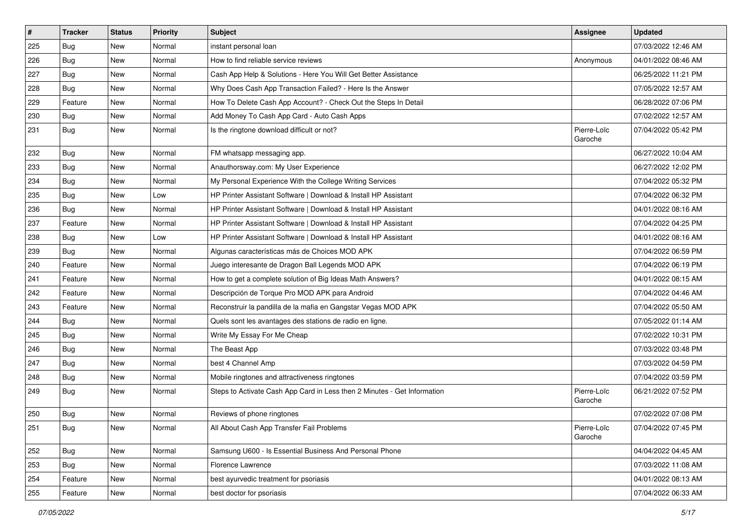| # | Tracker | Status | Priority | Subject | Assignee | Updated |
|---|---|---|---|---|---|---|
| 225 | Bug | New | Normal | instant personal loan | | 07/03/2022 12:46 AM |
| 226 | Bug | New | Normal | How to find reliable service reviews | Anonymous | 04/01/2022 08:46 AM |
| 227 | Bug | New | Normal | Cash App Help & Solutions - Here You Will Get Better Assistance | | 06/25/2022 11:21 PM |
| 228 | Bug | New | Normal | Why Does Cash App Transaction Failed? - Here Is the Answer | | 07/05/2022 12:57 AM |
| 229 | Feature | New | Normal | How To Delete Cash App Account? - Check Out the Steps In Detail | | 06/28/2022 07:06 PM |
| 230 | Bug | New | Normal | Add Money To Cash App Card - Auto Cash Apps | | 07/02/2022 12:57 AM |
| 231 | Bug | New | Normal | Is the ringtone download difficult or not? | Pierre-Loïc Garoche | 07/04/2022 05:42 PM |
| 232 | Bug | New | Normal | FM whatsapp messaging app. | | 06/27/2022 10:04 AM |
| 233 | Bug | New | Normal | Anauthorsway.com: My User Experience | | 06/27/2022 12:02 PM |
| 234 | Bug | New | Normal | My Personal Experience With the College Writing Services | | 07/04/2022 05:32 PM |
| 235 | Bug | New | Low | HP Printer Assistant Software \| Download & Install HP Assistant | | 07/04/2022 06:32 PM |
| 236 | Bug | New | Normal | HP Printer Assistant Software \| Download & Install HP Assistant | | 04/01/2022 08:16 AM |
| 237 | Feature | New | Normal | HP Printer Assistant Software \| Download & Install HP Assistant | | 07/04/2022 04:25 PM |
| 238 | Bug | New | Low | HP Printer Assistant Software \| Download & Install HP Assistant | | 04/01/2022 08:16 AM |
| 239 | Bug | New | Normal | Algunas características más de Choices MOD APK | | 07/04/2022 06:59 PM |
| 240 | Feature | New | Normal | Juego interesante de Dragon Ball Legends MOD APK | | 07/04/2022 06:19 PM |
| 241 | Feature | New | Normal | How to get a complete solution of Big Ideas Math Answers? | | 04/01/2022 08:15 AM |
| 242 | Feature | New | Normal | Descripción de Torque Pro MOD APK para Android | | 07/04/2022 04:46 AM |
| 243 | Feature | New | Normal | Reconstruir la pandilla de la mafia en Gangstar Vegas MOD APK | | 07/04/2022 05:50 AM |
| 244 | Bug | New | Normal | Quels sont les avantages des stations de radio en ligne. | | 07/05/2022 01:14 AM |
| 245 | Bug | New | Normal | Write My Essay For Me Cheap | | 07/02/2022 10:31 PM |
| 246 | Bug | New | Normal | The Beast App | | 07/03/2022 03:48 PM |
| 247 | Bug | New | Normal | best 4 Channel Amp | | 07/03/2022 04:59 PM |
| 248 | Bug | New | Normal | Mobile ringtones and attractiveness ringtones | | 07/04/2022 03:59 PM |
| 249 | Bug | New | Normal | Steps to Activate Cash App Card in Less then 2 Minutes - Get Information | Pierre-Loïc Garoche | 06/21/2022 07:52 PM |
| 250 | Bug | New | Normal | Reviews of phone ringtones | | 07/02/2022 07:08 PM |
| 251 | Bug | New | Normal | All About Cash App Transfer Fail Problems | Pierre-Loïc Garoche | 07/04/2022 07:45 PM |
| 252 | Bug | New | Normal | Samsung U600 - Is Essential Business And Personal Phone | | 04/04/2022 04:45 AM |
| 253 | Bug | New | Normal | Florence Lawrence | | 07/03/2022 11:08 AM |
| 254 | Feature | New | Normal | best ayurvedic treatment for psoriasis | | 04/01/2022 08:13 AM |
| 255 | Feature | New | Normal | best doctor for psoriasis | | 07/04/2022 06:33 AM |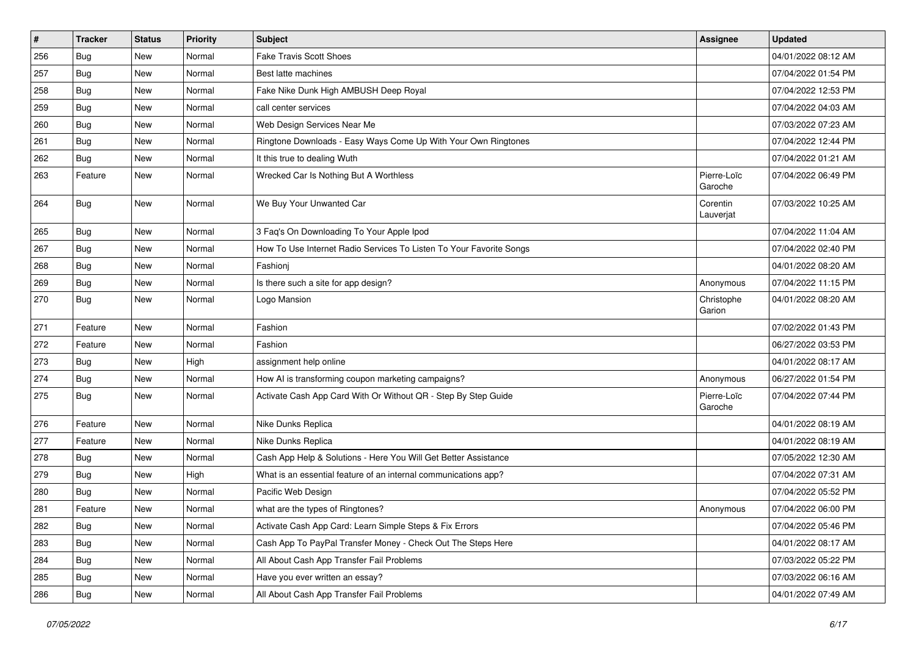| # | Tracker | Status | Priority | Subject | Assignee | Updated |
|---|---|---|---|---|---|---|
| 256 | Bug | New | Normal | Fake Travis Scott Shoes | | 04/01/2022 08:12 AM |
| 257 | Bug | New | Normal | Best latte machines | | 07/04/2022 01:54 PM |
| 258 | Bug | New | Normal | Fake Nike Dunk High AMBUSH Deep Royal | | 07/04/2022 12:53 PM |
| 259 | Bug | New | Normal | call center services | | 07/04/2022 04:03 AM |
| 260 | Bug | New | Normal | Web Design Services Near Me | | 07/03/2022 07:23 AM |
| 261 | Bug | New | Normal | Ringtone Downloads - Easy Ways Come Up With Your Own Ringtones | | 07/04/2022 12:44 PM |
| 262 | Bug | New | Normal | It this true to dealing Wuth | | 07/04/2022 01:21 AM |
| 263 | Feature | New | Normal | Wrecked Car Is Nothing But A Worthless | Pierre-Loïc Garoche | 07/04/2022 06:49 PM |
| 264 | Bug | New | Normal | We Buy Your Unwanted Car | Corentin Lauverjat | 07/03/2022 10:25 AM |
| 265 | Bug | New | Normal | 3 Faq's On Downloading To Your Apple Ipod | | 07/04/2022 11:04 AM |
| 267 | Bug | New | Normal | How To Use Internet Radio Services To Listen To Your Favorite Songs | | 07/04/2022 02:40 PM |
| 268 | Bug | New | Normal | Fashionj | | 04/01/2022 08:20 AM |
| 269 | Bug | New | Normal | Is there such a site for app design? | Anonymous | 07/04/2022 11:15 PM |
| 270 | Bug | New | Normal | Logo Mansion | Christophe Garion | 04/01/2022 08:20 AM |
| 271 | Feature | New | Normal | Fashion | | 07/02/2022 01:43 PM |
| 272 | Feature | New | Normal | Fashion | | 06/27/2022 03:53 PM |
| 273 | Bug | New | High | assignment help online | | 04/01/2022 08:17 AM |
| 274 | Bug | New | Normal | How AI is transforming coupon marketing campaigns? | Anonymous | 06/27/2022 01:54 PM |
| 275 | Bug | New | Normal | Activate Cash App Card With Or Without QR - Step By Step Guide | Pierre-Loïc Garoche | 07/04/2022 07:44 PM |
| 276 | Feature | New | Normal | Nike Dunks Replica | | 04/01/2022 08:19 AM |
| 277 | Feature | New | Normal | Nike Dunks Replica | | 04/01/2022 08:19 AM |
| 278 | Bug | New | Normal | Cash App Help & Solutions - Here You Will Get Better Assistance | | 07/05/2022 12:30 AM |
| 279 | Bug | New | High | What is an essential feature of an internal communications app? | | 07/04/2022 07:31 AM |
| 280 | Bug | New | Normal | Pacific Web Design | | 07/04/2022 05:52 PM |
| 281 | Feature | New | Normal | what are the types of Ringtones? | Anonymous | 07/04/2022 06:00 PM |
| 282 | Bug | New | Normal | Activate Cash App Card: Learn Simple Steps & Fix Errors | | 07/04/2022 05:46 PM |
| 283 | Bug | New | Normal | Cash App To PayPal Transfer Money - Check Out The Steps Here | | 04/01/2022 08:17 AM |
| 284 | Bug | New | Normal | All About Cash App Transfer Fail Problems | | 07/03/2022 05:22 PM |
| 285 | Bug | New | Normal | Have you ever written an essay? | | 07/03/2022 06:16 AM |
| 286 | Bug | New | Normal | All About Cash App Transfer Fail Problems | | 04/01/2022 07:49 AM |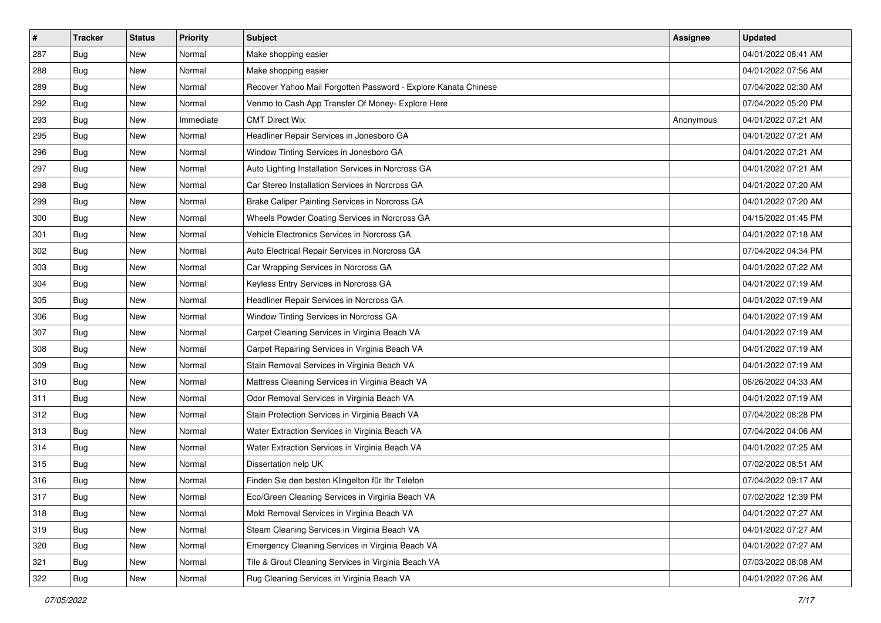| # | Tracker | Status | Priority | Subject | Assignee | Updated |
|---|---|---|---|---|---|---|
| 287 | Bug | New | Normal | Make shopping easier | | 04/01/2022 08:41 AM |
| 288 | Bug | New | Normal | Make shopping easier | | 04/01/2022 07:56 AM |
| 289 | Bug | New | Normal | Recover Yahoo Mail Forgotten Password - Explore Kanata Chinese | | 07/04/2022 02:30 AM |
| 292 | Bug | New | Normal | Venmo to Cash App Transfer Of Money- Explore Here | | 07/04/2022 05:20 PM |
| 293 | Bug | New | Immediate | CMT Direct Wix | Anonymous | 04/01/2022 07:21 AM |
| 295 | Bug | New | Normal | Headliner Repair Services in Jonesboro GA | | 04/01/2022 07:21 AM |
| 296 | Bug | New | Normal | Window Tinting Services in Jonesboro GA | | 04/01/2022 07:21 AM |
| 297 | Bug | New | Normal | Auto Lighting Installation Services in Norcross GA | | 04/01/2022 07:21 AM |
| 298 | Bug | New | Normal | Car Stereo Installation Services in Norcross GA | | 04/01/2022 07:20 AM |
| 299 | Bug | New | Normal | Brake Caliper Painting Services in Norcross GA | | 04/01/2022 07:20 AM |
| 300 | Bug | New | Normal | Wheels Powder Coating Services in Norcross GA | | 04/15/2022 01:45 PM |
| 301 | Bug | New | Normal | Vehicle Electronics Services in Norcross GA | | 04/01/2022 07:18 AM |
| 302 | Bug | New | Normal | Auto Electrical Repair Services in Norcross GA | | 07/04/2022 04:34 PM |
| 303 | Bug | New | Normal | Car Wrapping Services in Norcross GA | | 04/01/2022 07:22 AM |
| 304 | Bug | New | Normal | Keyless Entry Services in Norcross GA | | 04/01/2022 07:19 AM |
| 305 | Bug | New | Normal | Headliner Repair Services in Norcross GA | | 04/01/2022 07:19 AM |
| 306 | Bug | New | Normal | Window Tinting Services in Norcross GA | | 04/01/2022 07:19 AM |
| 307 | Bug | New | Normal | Carpet Cleaning Services in Virginia Beach VA | | 04/01/2022 07:19 AM |
| 308 | Bug | New | Normal | Carpet Repairing Services in Virginia Beach VA | | 04/01/2022 07:19 AM |
| 309 | Bug | New | Normal | Stain Removal Services in Virginia Beach VA | | 04/01/2022 07:19 AM |
| 310 | Bug | New | Normal | Mattress Cleaning Services in Virginia Beach VA | | 06/26/2022 04:33 AM |
| 311 | Bug | New | Normal | Odor Removal Services in Virginia Beach VA | | 04/01/2022 07:19 AM |
| 312 | Bug | New | Normal | Stain Protection Services in Virginia Beach VA | | 07/04/2022 08:28 PM |
| 313 | Bug | New | Normal | Water Extraction Services in Virginia Beach VA | | 07/04/2022 04:06 AM |
| 314 | Bug | New | Normal | Water Extraction Services in Virginia Beach VA | | 04/01/2022 07:25 AM |
| 315 | Bug | New | Normal | Dissertation help UK | | 07/02/2022 08:51 AM |
| 316 | Bug | New | Normal | Finden Sie den besten Klingelton für Ihr Telefon | | 07/04/2022 09:17 AM |
| 317 | Bug | New | Normal | Eco/Green Cleaning Services in Virginia Beach VA | | 07/02/2022 12:39 PM |
| 318 | Bug | New | Normal | Mold Removal Services in Virginia Beach VA | | 04/01/2022 07:27 AM |
| 319 | Bug | New | Normal | Steam Cleaning Services in Virginia Beach VA | | 04/01/2022 07:27 AM |
| 320 | Bug | New | Normal | Emergency Cleaning Services in Virginia Beach VA | | 04/01/2022 07:27 AM |
| 321 | Bug | New | Normal | Tile & Grout Cleaning Services in Virginia Beach VA | | 07/03/2022 08:08 AM |
| 322 | Bug | New | Normal | Rug Cleaning Services in Virginia Beach VA | | 04/01/2022 07:26 AM |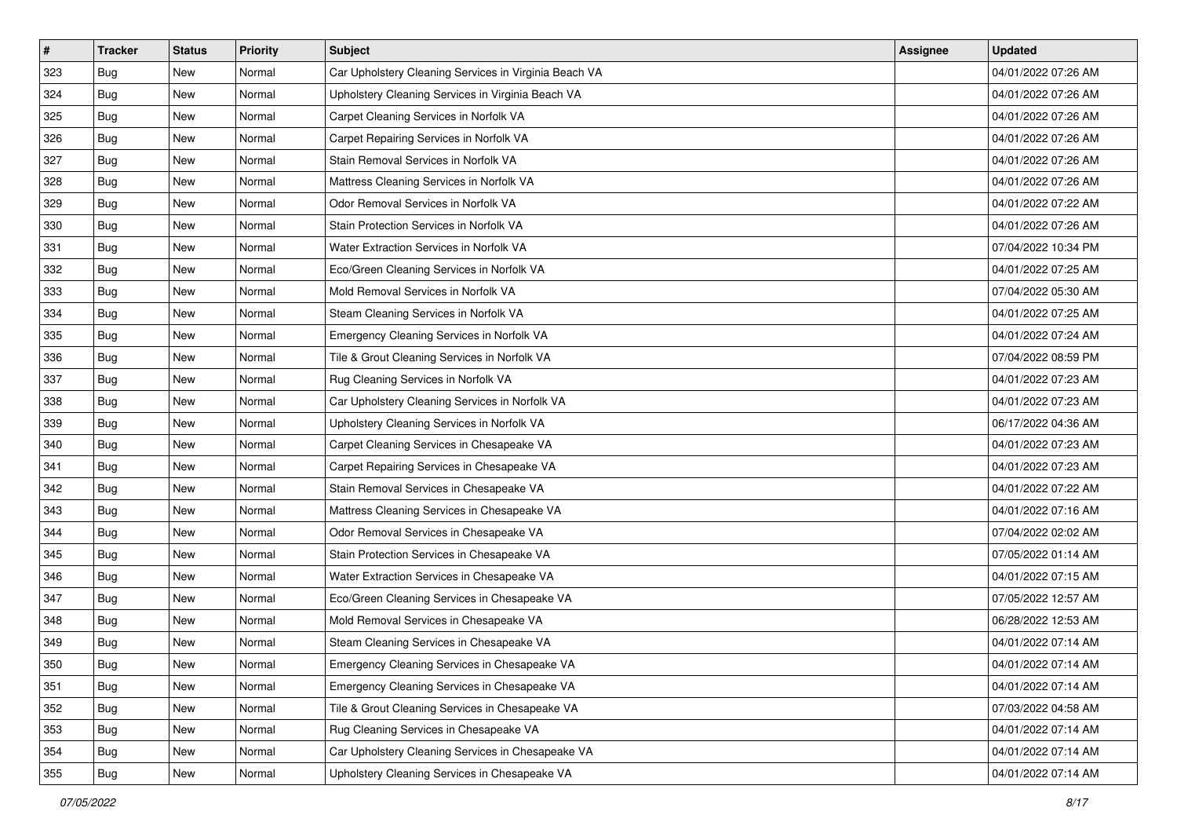| # | Tracker | Status | Priority | Subject | Assignee | Updated |
|---|---|---|---|---|---|---|
| 323 | Bug | New | Normal | Car Upholstery Cleaning Services in Virginia Beach VA | | 04/01/2022 07:26 AM |
| 324 | Bug | New | Normal | Upholstery Cleaning Services in Virginia Beach VA | | 04/01/2022 07:26 AM |
| 325 | Bug | New | Normal | Carpet Cleaning Services in Norfolk VA | | 04/01/2022 07:26 AM |
| 326 | Bug | New | Normal | Carpet Repairing Services in Norfolk VA | | 04/01/2022 07:26 AM |
| 327 | Bug | New | Normal | Stain Removal Services in Norfolk VA | | 04/01/2022 07:26 AM |
| 328 | Bug | New | Normal | Mattress Cleaning Services in Norfolk VA | | 04/01/2022 07:26 AM |
| 329 | Bug | New | Normal | Odor Removal Services in Norfolk VA | | 04/01/2022 07:22 AM |
| 330 | Bug | New | Normal | Stain Protection Services in Norfolk VA | | 04/01/2022 07:26 AM |
| 331 | Bug | New | Normal | Water Extraction Services in Norfolk VA | | 07/04/2022 10:34 PM |
| 332 | Bug | New | Normal | Eco/Green Cleaning Services in Norfolk VA | | 04/01/2022 07:25 AM |
| 333 | Bug | New | Normal | Mold Removal Services in Norfolk VA | | 07/04/2022 05:30 AM |
| 334 | Bug | New | Normal | Steam Cleaning Services in Norfolk VA | | 04/01/2022 07:25 AM |
| 335 | Bug | New | Normal | Emergency Cleaning Services in Norfolk VA | | 04/01/2022 07:24 AM |
| 336 | Bug | New | Normal | Tile & Grout Cleaning Services in Norfolk VA | | 07/04/2022 08:59 PM |
| 337 | Bug | New | Normal | Rug Cleaning Services in Norfolk VA | | 04/01/2022 07:23 AM |
| 338 | Bug | New | Normal | Car Upholstery Cleaning Services in Norfolk VA | | 04/01/2022 07:23 AM |
| 339 | Bug | New | Normal | Upholstery Cleaning Services in Norfolk VA | | 06/17/2022 04:36 AM |
| 340 | Bug | New | Normal | Carpet Cleaning Services in Chesapeake VA | | 04/01/2022 07:23 AM |
| 341 | Bug | New | Normal | Carpet Repairing Services in Chesapeake VA | | 04/01/2022 07:23 AM |
| 342 | Bug | New | Normal | Stain Removal Services in Chesapeake VA | | 04/01/2022 07:22 AM |
| 343 | Bug | New | Normal | Mattress Cleaning Services in Chesapeake VA | | 04/01/2022 07:16 AM |
| 344 | Bug | New | Normal | Odor Removal Services in Chesapeake VA | | 07/04/2022 02:02 AM |
| 345 | Bug | New | Normal | Stain Protection Services in Chesapeake VA | | 07/05/2022 01:14 AM |
| 346 | Bug | New | Normal | Water Extraction Services in Chesapeake VA | | 04/01/2022 07:15 AM |
| 347 | Bug | New | Normal | Eco/Green Cleaning Services in Chesapeake VA | | 07/05/2022 12:57 AM |
| 348 | Bug | New | Normal | Mold Removal Services in Chesapeake VA | | 06/28/2022 12:53 AM |
| 349 | Bug | New | Normal | Steam Cleaning Services in Chesapeake VA | | 04/01/2022 07:14 AM |
| 350 | Bug | New | Normal | Emergency Cleaning Services in Chesapeake VA | | 04/01/2022 07:14 AM |
| 351 | Bug | New | Normal | Emergency Cleaning Services in Chesapeake VA | | 04/01/2022 07:14 AM |
| 352 | Bug | New | Normal | Tile & Grout Cleaning Services in Chesapeake VA | | 07/03/2022 04:58 AM |
| 353 | Bug | New | Normal | Rug Cleaning Services in Chesapeake VA | | 04/01/2022 07:14 AM |
| 354 | Bug | New | Normal | Car Upholstery Cleaning Services in Chesapeake VA | | 04/01/2022 07:14 AM |
| 355 | Bug | New | Normal | Upholstery Cleaning Services in Chesapeake VA | | 04/01/2022 07:14 AM |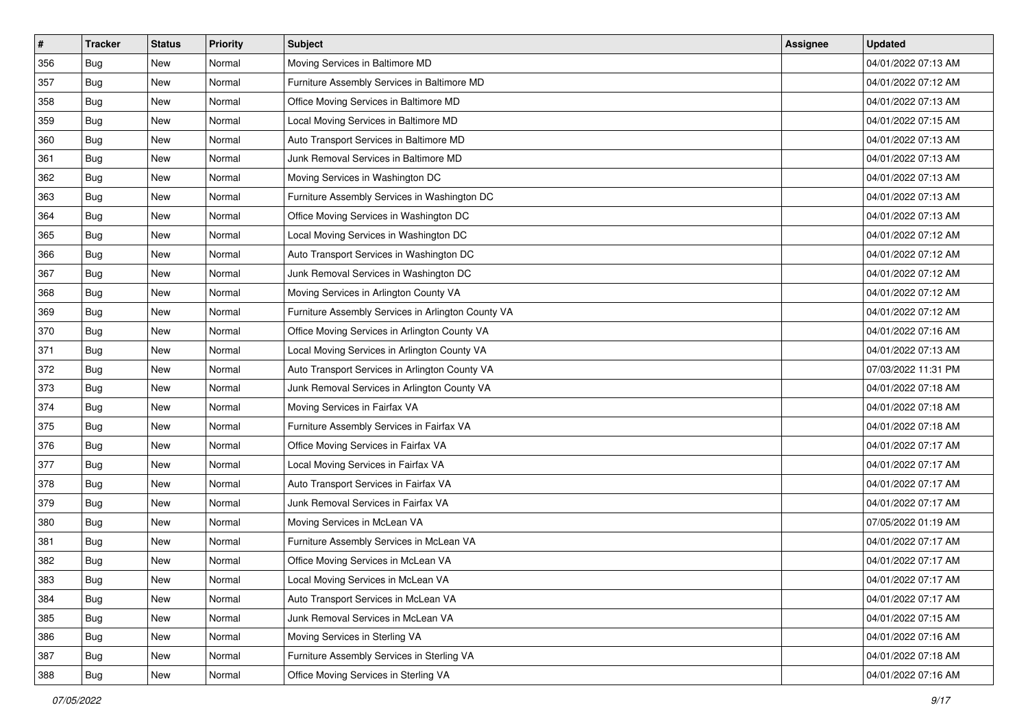| # | Tracker | Status | Priority | Subject | Assignee | Updated |
|---|---|---|---|---|---|---|
| 356 | Bug | New | Normal | Moving Services in Baltimore MD | | 04/01/2022 07:13 AM |
| 357 | Bug | New | Normal | Furniture Assembly Services in Baltimore MD | | 04/01/2022 07:12 AM |
| 358 | Bug | New | Normal | Office Moving Services in Baltimore MD | | 04/01/2022 07:13 AM |
| 359 | Bug | New | Normal | Local Moving Services in Baltimore MD | | 04/01/2022 07:15 AM |
| 360 | Bug | New | Normal | Auto Transport Services in Baltimore MD | | 04/01/2022 07:13 AM |
| 361 | Bug | New | Normal | Junk Removal Services in Baltimore MD | | 04/01/2022 07:13 AM |
| 362 | Bug | New | Normal | Moving Services in Washington DC | | 04/01/2022 07:13 AM |
| 363 | Bug | New | Normal | Furniture Assembly Services in Washington DC | | 04/01/2022 07:13 AM |
| 364 | Bug | New | Normal | Office Moving Services in Washington DC | | 04/01/2022 07:13 AM |
| 365 | Bug | New | Normal | Local Moving Services in Washington DC | | 04/01/2022 07:12 AM |
| 366 | Bug | New | Normal | Auto Transport Services in Washington DC | | 04/01/2022 07:12 AM |
| 367 | Bug | New | Normal | Junk Removal Services in Washington DC | | 04/01/2022 07:12 AM |
| 368 | Bug | New | Normal | Moving Services in Arlington County VA | | 04/01/2022 07:12 AM |
| 369 | Bug | New | Normal | Furniture Assembly Services in Arlington County VA | | 04/01/2022 07:12 AM |
| 370 | Bug | New | Normal | Office Moving Services in Arlington County VA | | 04/01/2022 07:16 AM |
| 371 | Bug | New | Normal | Local Moving Services in Arlington County VA | | 04/01/2022 07:13 AM |
| 372 | Bug | New | Normal | Auto Transport Services in Arlington County VA | | 07/03/2022 11:31 PM |
| 373 | Bug | New | Normal | Junk Removal Services in Arlington County VA | | 04/01/2022 07:18 AM |
| 374 | Bug | New | Normal | Moving Services in Fairfax VA | | 04/01/2022 07:18 AM |
| 375 | Bug | New | Normal | Furniture Assembly Services in Fairfax VA | | 04/01/2022 07:18 AM |
| 376 | Bug | New | Normal | Office Moving Services in Fairfax VA | | 04/01/2022 07:17 AM |
| 377 | Bug | New | Normal | Local Moving Services in Fairfax VA | | 04/01/2022 07:17 AM |
| 378 | Bug | New | Normal | Auto Transport Services in Fairfax VA | | 04/01/2022 07:17 AM |
| 379 | Bug | New | Normal | Junk Removal Services in Fairfax VA | | 04/01/2022 07:17 AM |
| 380 | Bug | New | Normal | Moving Services in McLean VA | | 07/05/2022 01:19 AM |
| 381 | Bug | New | Normal | Furniture Assembly Services in McLean VA | | 04/01/2022 07:17 AM |
| 382 | Bug | New | Normal | Office Moving Services in McLean VA | | 04/01/2022 07:17 AM |
| 383 | Bug | New | Normal | Local Moving Services in McLean VA | | 04/01/2022 07:17 AM |
| 384 | Bug | New | Normal | Auto Transport Services in McLean VA | | 04/01/2022 07:17 AM |
| 385 | Bug | New | Normal | Junk Removal Services in McLean VA | | 04/01/2022 07:15 AM |
| 386 | Bug | New | Normal | Moving Services in Sterling VA | | 04/01/2022 07:16 AM |
| 387 | Bug | New | Normal | Furniture Assembly Services in Sterling VA | | 04/01/2022 07:18 AM |
| 388 | Bug | New | Normal | Office Moving Services in Sterling VA | | 04/01/2022 07:16 AM |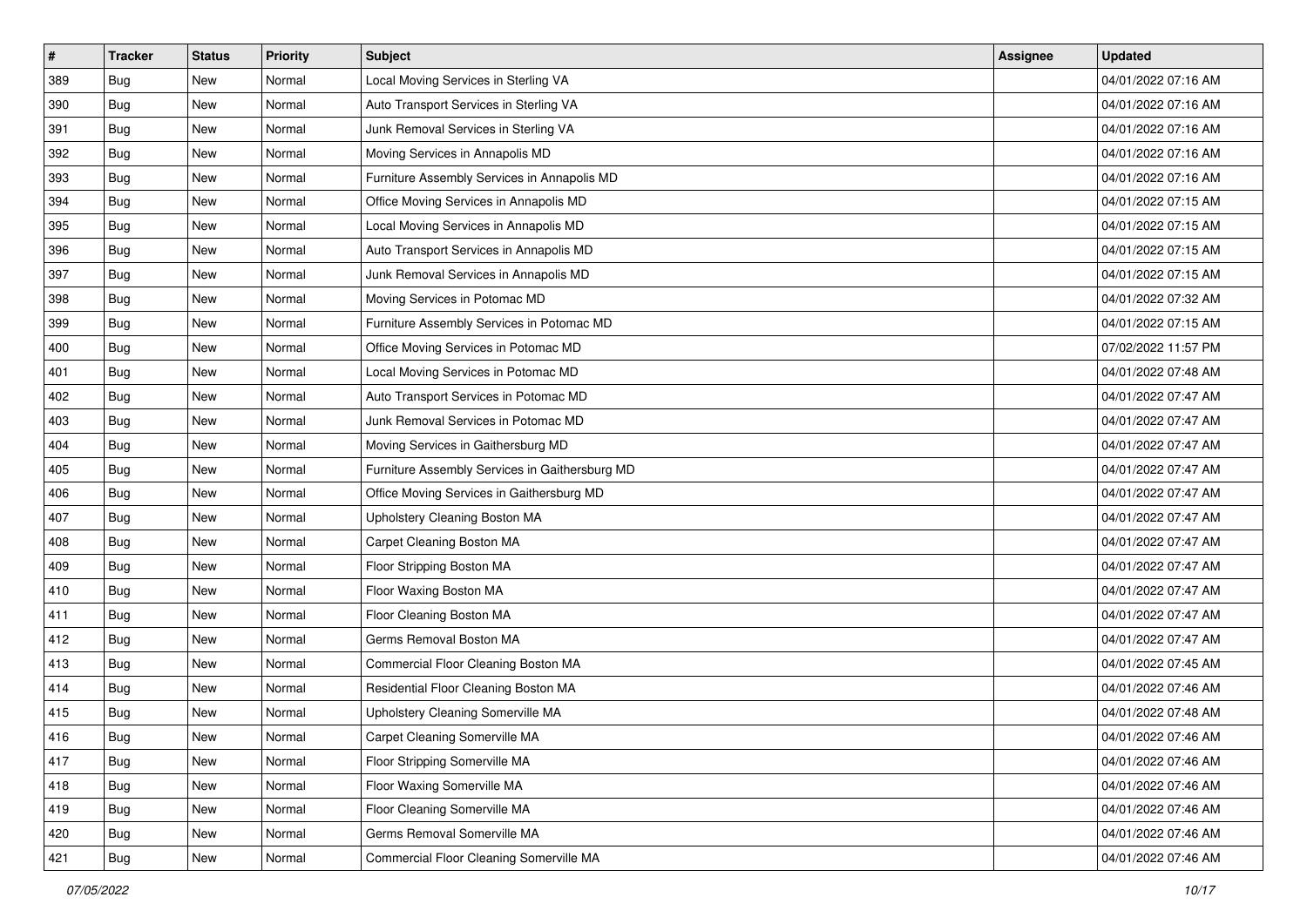| # | Tracker | Status | Priority | Subject | Assignee | Updated |
|---|---|---|---|---|---|---|
| 389 | Bug | New | Normal | Local Moving Services in Sterling VA | | 04/01/2022 07:16 AM |
| 390 | Bug | New | Normal | Auto Transport Services in Sterling VA | | 04/01/2022 07:16 AM |
| 391 | Bug | New | Normal | Junk Removal Services in Sterling VA | | 04/01/2022 07:16 AM |
| 392 | Bug | New | Normal | Moving Services in Annapolis MD | | 04/01/2022 07:16 AM |
| 393 | Bug | New | Normal | Furniture Assembly Services in Annapolis MD | | 04/01/2022 07:16 AM |
| 394 | Bug | New | Normal | Office Moving Services in Annapolis MD | | 04/01/2022 07:15 AM |
| 395 | Bug | New | Normal | Local Moving Services in Annapolis MD | | 04/01/2022 07:15 AM |
| 396 | Bug | New | Normal | Auto Transport Services in Annapolis MD | | 04/01/2022 07:15 AM |
| 397 | Bug | New | Normal | Junk Removal Services in Annapolis MD | | 04/01/2022 07:15 AM |
| 398 | Bug | New | Normal | Moving Services in Potomac MD | | 04/01/2022 07:32 AM |
| 399 | Bug | New | Normal | Furniture Assembly Services in Potomac MD | | 04/01/2022 07:15 AM |
| 400 | Bug | New | Normal | Office Moving Services in Potomac MD | | 07/02/2022 11:57 PM |
| 401 | Bug | New | Normal | Local Moving Services in Potomac MD | | 04/01/2022 07:48 AM |
| 402 | Bug | New | Normal | Auto Transport Services in Potomac MD | | 04/01/2022 07:47 AM |
| 403 | Bug | New | Normal | Junk Removal Services in Potomac MD | | 04/01/2022 07:47 AM |
| 404 | Bug | New | Normal | Moving Services in Gaithersburg MD | | 04/01/2022 07:47 AM |
| 405 | Bug | New | Normal | Furniture Assembly Services in Gaithersburg MD | | 04/01/2022 07:47 AM |
| 406 | Bug | New | Normal | Office Moving Services in Gaithersburg MD | | 04/01/2022 07:47 AM |
| 407 | Bug | New | Normal | Upholstery Cleaning Boston MA | | 04/01/2022 07:47 AM |
| 408 | Bug | New | Normal | Carpet Cleaning Boston MA | | 04/01/2022 07:47 AM |
| 409 | Bug | New | Normal | Floor Stripping Boston MA | | 04/01/2022 07:47 AM |
| 410 | Bug | New | Normal | Floor Waxing Boston MA | | 04/01/2022 07:47 AM |
| 411 | Bug | New | Normal | Floor Cleaning Boston MA | | 04/01/2022 07:47 AM |
| 412 | Bug | New | Normal | Germs Removal Boston MA | | 04/01/2022 07:47 AM |
| 413 | Bug | New | Normal | Commercial Floor Cleaning Boston MA | | 04/01/2022 07:45 AM |
| 414 | Bug | New | Normal | Residential Floor Cleaning Boston MA | | 04/01/2022 07:46 AM |
| 415 | Bug | New | Normal | Upholstery Cleaning Somerville MA | | 04/01/2022 07:48 AM |
| 416 | Bug | New | Normal | Carpet Cleaning Somerville MA | | 04/01/2022 07:46 AM |
| 417 | Bug | New | Normal | Floor Stripping Somerville MA | | 04/01/2022 07:46 AM |
| 418 | Bug | New | Normal | Floor Waxing Somerville MA | | 04/01/2022 07:46 AM |
| 419 | Bug | New | Normal | Floor Cleaning Somerville MA | | 04/01/2022 07:46 AM |
| 420 | Bug | New | Normal | Germs Removal Somerville MA | | 04/01/2022 07:46 AM |
| 421 | Bug | New | Normal | Commercial Floor Cleaning Somerville MA | | 04/01/2022 07:46 AM |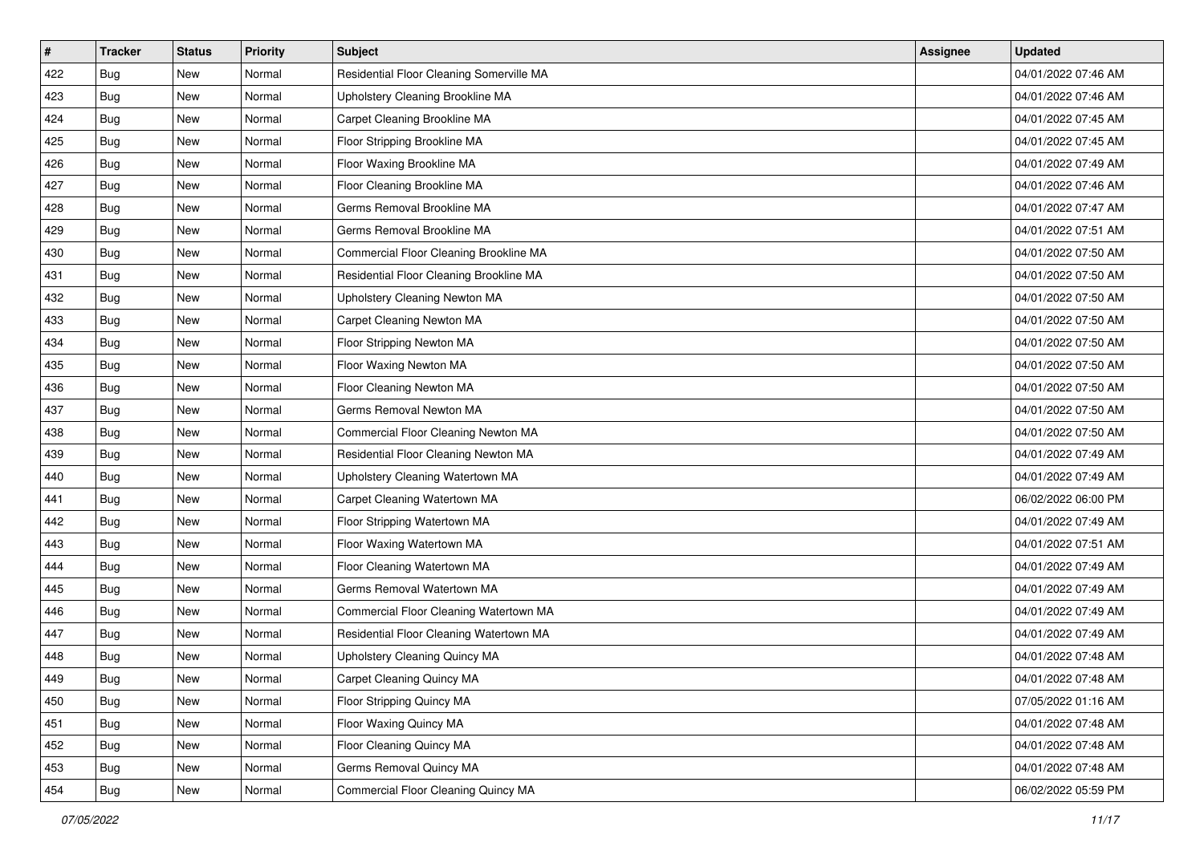| # | Tracker | Status | Priority | Subject | Assignee | Updated |
|---|---|---|---|---|---|---|
| 422 | Bug | New | Normal | Residential Floor Cleaning Somerville MA | | 04/01/2022 07:46 AM |
| 423 | Bug | New | Normal | Upholstery Cleaning Brookline MA | | 04/01/2022 07:46 AM |
| 424 | Bug | New | Normal | Carpet Cleaning Brookline MA | | 04/01/2022 07:45 AM |
| 425 | Bug | New | Normal | Floor Stripping Brookline MA | | 04/01/2022 07:45 AM |
| 426 | Bug | New | Normal | Floor Waxing Brookline MA | | 04/01/2022 07:49 AM |
| 427 | Bug | New | Normal | Floor Cleaning Brookline MA | | 04/01/2022 07:46 AM |
| 428 | Bug | New | Normal | Germs Removal Brookline MA | | 04/01/2022 07:47 AM |
| 429 | Bug | New | Normal | Germs Removal Brookline MA | | 04/01/2022 07:51 AM |
| 430 | Bug | New | Normal | Commercial Floor Cleaning Brookline MA | | 04/01/2022 07:50 AM |
| 431 | Bug | New | Normal | Residential Floor Cleaning Brookline MA | | 04/01/2022 07:50 AM |
| 432 | Bug | New | Normal | Upholstery Cleaning Newton MA | | 04/01/2022 07:50 AM |
| 433 | Bug | New | Normal | Carpet Cleaning Newton MA | | 04/01/2022 07:50 AM |
| 434 | Bug | New | Normal | Floor Stripping Newton MA | | 04/01/2022 07:50 AM |
| 435 | Bug | New | Normal | Floor Waxing Newton MA | | 04/01/2022 07:50 AM |
| 436 | Bug | New | Normal | Floor Cleaning Newton MA | | 04/01/2022 07:50 AM |
| 437 | Bug | New | Normal | Germs Removal Newton MA | | 04/01/2022 07:50 AM |
| 438 | Bug | New | Normal | Commercial Floor Cleaning Newton MA | | 04/01/2022 07:50 AM |
| 439 | Bug | New | Normal | Residential Floor Cleaning Newton MA | | 04/01/2022 07:49 AM |
| 440 | Bug | New | Normal | Upholstery Cleaning Watertown MA | | 04/01/2022 07:49 AM |
| 441 | Bug | New | Normal | Carpet Cleaning Watertown MA | | 06/02/2022 06:00 PM |
| 442 | Bug | New | Normal | Floor Stripping Watertown MA | | 04/01/2022 07:49 AM |
| 443 | Bug | New | Normal | Floor Waxing Watertown MA | | 04/01/2022 07:51 AM |
| 444 | Bug | New | Normal | Floor Cleaning Watertown MA | | 04/01/2022 07:49 AM |
| 445 | Bug | New | Normal | Germs Removal Watertown MA | | 04/01/2022 07:49 AM |
| 446 | Bug | New | Normal | Commercial Floor Cleaning Watertown MA | | 04/01/2022 07:49 AM |
| 447 | Bug | New | Normal | Residential Floor Cleaning Watertown MA | | 04/01/2022 07:49 AM |
| 448 | Bug | New | Normal | Upholstery Cleaning Quincy MA | | 04/01/2022 07:48 AM |
| 449 | Bug | New | Normal | Carpet Cleaning Quincy MA | | 04/01/2022 07:48 AM |
| 450 | Bug | New | Normal | Floor Stripping Quincy MA | | 07/05/2022 01:16 AM |
| 451 | Bug | New | Normal | Floor Waxing Quincy MA | | 04/01/2022 07:48 AM |
| 452 | Bug | New | Normal | Floor Cleaning Quincy MA | | 04/01/2022 07:48 AM |
| 453 | Bug | New | Normal | Germs Removal Quincy MA | | 04/01/2022 07:48 AM |
| 454 | Bug | New | Normal | Commercial Floor Cleaning Quincy MA | | 06/02/2022 05:59 PM |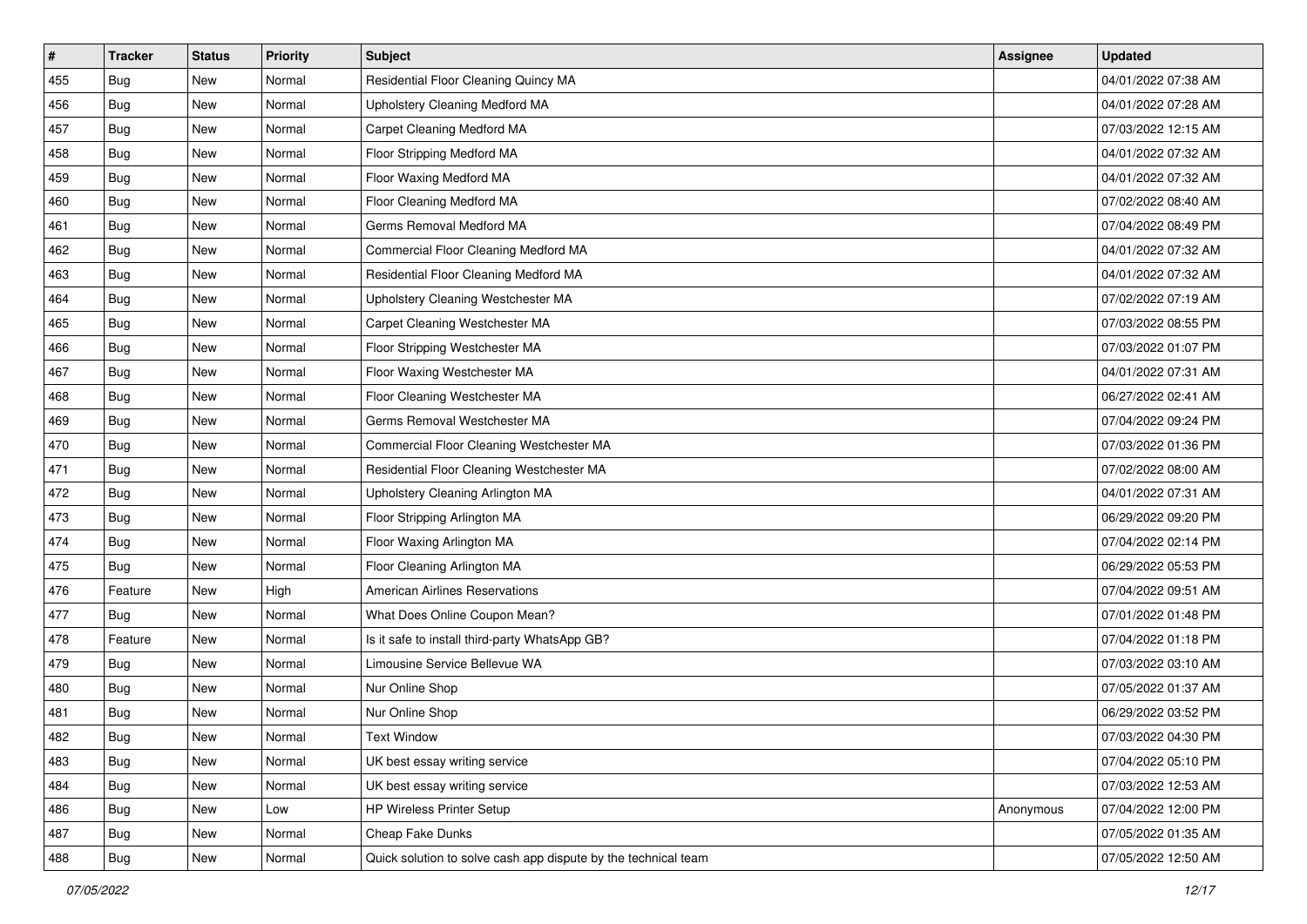| # | Tracker | Status | Priority | Subject | Assignee | Updated |
|---|---|---|---|---|---|---|
| 455 | Bug | New | Normal | Residential Floor Cleaning Quincy MA | | 04/01/2022 07:38 AM |
| 456 | Bug | New | Normal | Upholstery Cleaning Medford MA | | 04/01/2022 07:28 AM |
| 457 | Bug | New | Normal | Carpet Cleaning Medford MA | | 07/03/2022 12:15 AM |
| 458 | Bug | New | Normal | Floor Stripping Medford MA | | 04/01/2022 07:32 AM |
| 459 | Bug | New | Normal | Floor Waxing Medford MA | | 04/01/2022 07:32 AM |
| 460 | Bug | New | Normal | Floor Cleaning Medford MA | | 07/02/2022 08:40 AM |
| 461 | Bug | New | Normal | Germs Removal Medford MA | | 07/04/2022 08:49 PM |
| 462 | Bug | New | Normal | Commercial Floor Cleaning Medford MA | | 04/01/2022 07:32 AM |
| 463 | Bug | New | Normal | Residential Floor Cleaning Medford MA | | 04/01/2022 07:32 AM |
| 464 | Bug | New | Normal | Upholstery Cleaning Westchester MA | | 07/02/2022 07:19 AM |
| 465 | Bug | New | Normal | Carpet Cleaning Westchester MA | | 07/03/2022 08:55 PM |
| 466 | Bug | New | Normal | Floor Stripping Westchester MA | | 07/03/2022 01:07 PM |
| 467 | Bug | New | Normal | Floor Waxing Westchester MA | | 04/01/2022 07:31 AM |
| 468 | Bug | New | Normal | Floor Cleaning Westchester MA | | 06/27/2022 02:41 AM |
| 469 | Bug | New | Normal | Germs Removal Westchester MA | | 07/04/2022 09:24 PM |
| 470 | Bug | New | Normal | Commercial Floor Cleaning Westchester MA | | 07/03/2022 01:36 PM |
| 471 | Bug | New | Normal | Residential Floor Cleaning Westchester MA | | 07/02/2022 08:00 AM |
| 472 | Bug | New | Normal | Upholstery Cleaning Arlington MA | | 04/01/2022 07:31 AM |
| 473 | Bug | New | Normal | Floor Stripping Arlington MA | | 06/29/2022 09:20 PM |
| 474 | Bug | New | Normal | Floor Waxing Arlington MA | | 07/04/2022 02:14 PM |
| 475 | Bug | New | Normal | Floor Cleaning Arlington MA | | 06/29/2022 05:53 PM |
| 476 | Feature | New | High | American Airlines Reservations | | 07/04/2022 09:51 AM |
| 477 | Bug | New | Normal | What Does Online Coupon Mean? | | 07/01/2022 01:48 PM |
| 478 | Feature | New | Normal | Is it safe to install third-party WhatsApp GB? | | 07/04/2022 01:18 PM |
| 479 | Bug | New | Normal | Limousine Service Bellevue WA | | 07/03/2022 03:10 AM |
| 480 | Bug | New | Normal | Nur Online Shop | | 07/05/2022 01:37 AM |
| 481 | Bug | New | Normal | Nur Online Shop | | 06/29/2022 03:52 PM |
| 482 | Bug | New | Normal | Text Window | | 07/03/2022 04:30 PM |
| 483 | Bug | New | Normal | UK best essay writing service | | 07/04/2022 05:10 PM |
| 484 | Bug | New | Normal | UK best essay writing service | | 07/03/2022 12:53 AM |
| 486 | Bug | New | Low | HP Wireless Printer Setup | Anonymous | 07/04/2022 12:00 PM |
| 487 | Bug | New | Normal | Cheap Fake Dunks | | 07/05/2022 01:35 AM |
| 488 | Bug | New | Normal | Quick solution to solve cash app dispute by the technical team | | 07/05/2022 12:50 AM |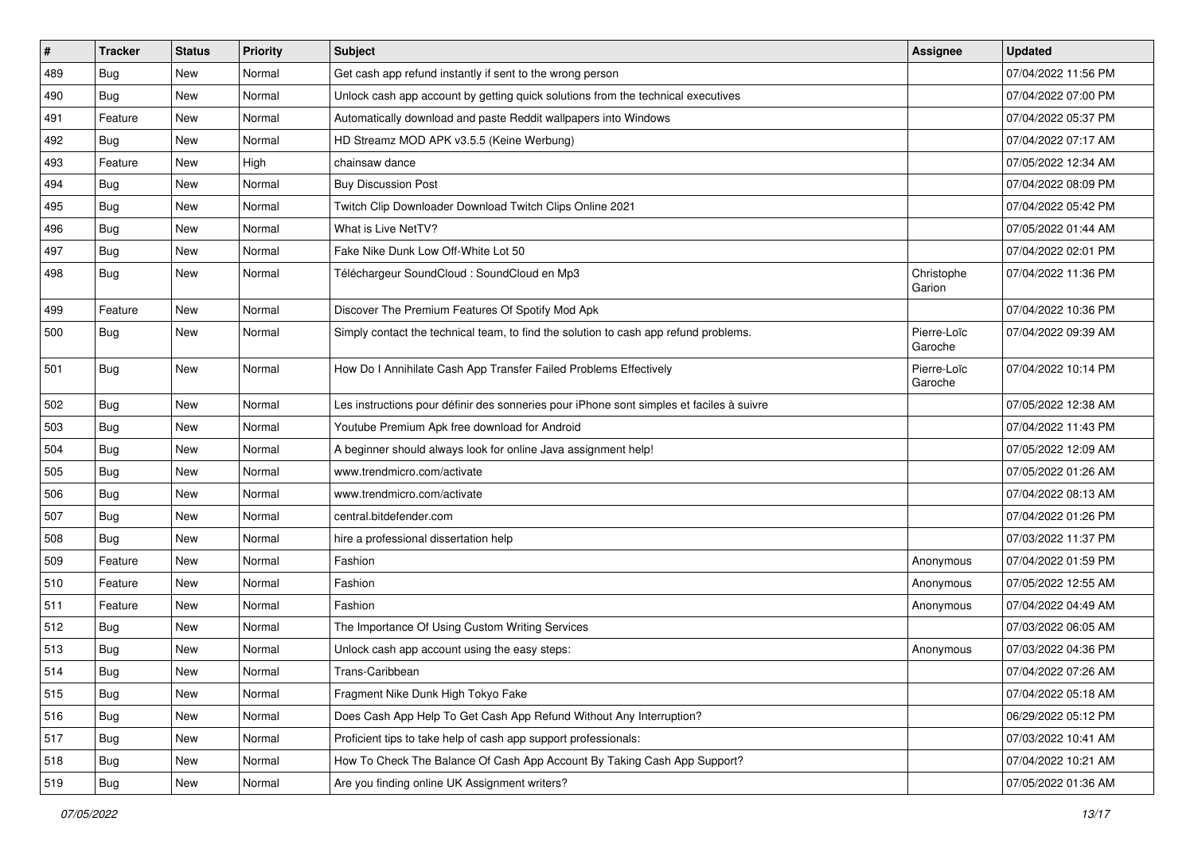| # | Tracker | Status | Priority | Subject | Assignee | Updated |
|---|---|---|---|---|---|---|
| 489 | Bug | New | Normal | Get cash app refund instantly if sent to the wrong person | | 07/04/2022 11:56 PM |
| 490 | Bug | New | Normal | Unlock cash app account by getting quick solutions from the technical executives | | 07/04/2022 07:00 PM |
| 491 | Feature | New | Normal | Automatically download and paste Reddit wallpapers into Windows | | 07/04/2022 05:37 PM |
| 492 | Bug | New | Normal | HD Streamz MOD APK v3.5.5 (Keine Werbung) | | 07/04/2022 07:17 AM |
| 493 | Feature | New | High | chainsaw dance | | 07/05/2022 12:34 AM |
| 494 | Bug | New | Normal | Buy Discussion Post | | 07/04/2022 08:09 PM |
| 495 | Bug | New | Normal | Twitch Clip Downloader Download Twitch Clips Online 2021 | | 07/04/2022 05:42 PM |
| 496 | Bug | New | Normal | What is Live NetTV? | | 07/05/2022 01:44 AM |
| 497 | Bug | New | Normal | Fake Nike Dunk Low Off-White Lot 50 | | 07/04/2022 02:01 PM |
| 498 | Bug | New | Normal | Téléchargeur SoundCloud : SoundCloud en Mp3 | Christophe Garion | 07/04/2022 11:36 PM |
| 499 | Feature | New | Normal | Discover The Premium Features Of Spotify Mod Apk | | 07/04/2022 10:36 PM |
| 500 | Bug | New | Normal | Simply contact the technical team, to find the solution to cash app refund problems. | Pierre-Loïc Garoche | 07/04/2022 09:39 AM |
| 501 | Bug | New | Normal | How Do I Annihilate Cash App Transfer Failed Problems Effectively | Pierre-Loïc Garoche | 07/04/2022 10:14 PM |
| 502 | Bug | New | Normal | Les instructions pour définir des sonneries pour iPhone sont simples et faciles à suivre | | 07/05/2022 12:38 AM |
| 503 | Bug | New | Normal | Youtube Premium Apk free download for Android | | 07/04/2022 11:43 PM |
| 504 | Bug | New | Normal | A beginner should always look for online Java assignment help! | | 07/05/2022 12:09 AM |
| 505 | Bug | New | Normal | www.trendmicro.com/activate | | 07/05/2022 01:26 AM |
| 506 | Bug | New | Normal | www.trendmicro.com/activate | | 07/04/2022 08:13 AM |
| 507 | Bug | New | Normal | central.bitdefender.com | | 07/04/2022 01:26 PM |
| 508 | Bug | New | Normal | hire a professional dissertation help | | 07/03/2022 11:37 PM |
| 509 | Feature | New | Normal | Fashion | Anonymous | 07/04/2022 01:59 PM |
| 510 | Feature | New | Normal | Fashion | Anonymous | 07/05/2022 12:55 AM |
| 511 | Feature | New | Normal | Fashion | Anonymous | 07/04/2022 04:49 AM |
| 512 | Bug | New | Normal | The Importance Of Using Custom Writing Services | | 07/03/2022 06:05 AM |
| 513 | Bug | New | Normal | Unlock cash app account using the easy steps: | Anonymous | 07/03/2022 04:36 PM |
| 514 | Bug | New | Normal | Trans-Caribbean | | 07/04/2022 07:26 AM |
| 515 | Bug | New | Normal | Fragment Nike Dunk High Tokyo Fake | | 07/04/2022 05:18 AM |
| 516 | Bug | New | Normal | Does Cash App Help To Get Cash App Refund Without Any Interruption? | | 06/29/2022 05:12 PM |
| 517 | Bug | New | Normal | Proficient tips to take help of cash app support professionals: | | 07/03/2022 10:41 AM |
| 518 | Bug | New | Normal | How To Check The Balance Of Cash App Account By Taking Cash App Support? | | 07/04/2022 10:21 AM |
| 519 | Bug | New | Normal | Are you finding online UK Assignment writers? | | 07/05/2022 01:36 AM |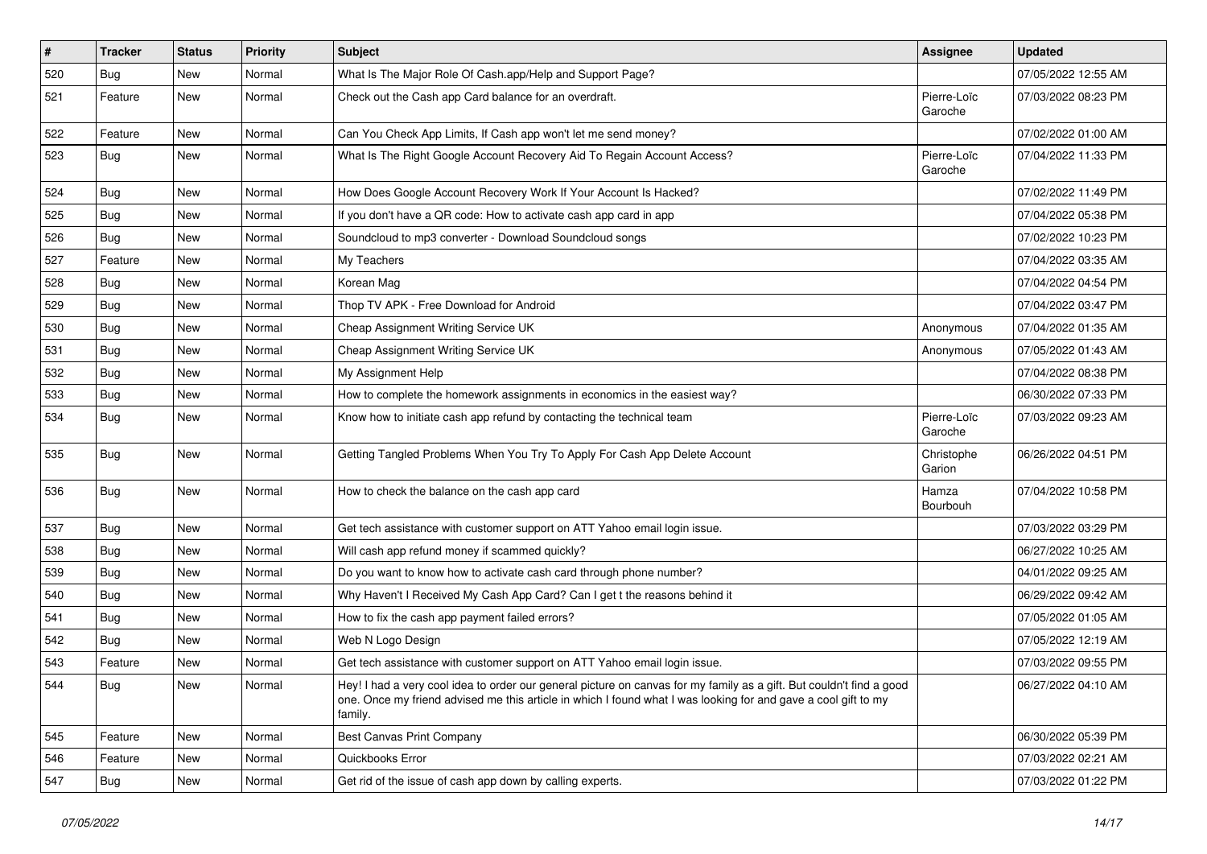| # | Tracker | Status | Priority | Subject | Assignee | Updated |
|---|---|---|---|---|---|---|
| 520 | Bug | New | Normal | What Is The Major Role Of Cash.app/Help and Support Page? | | 07/05/2022 12:55 AM |
| 521 | Feature | New | Normal | Check out the Cash app Card balance for an overdraft. | Pierre-Loïc Garoche | 07/03/2022 08:23 PM |
| 522 | Feature | New | Normal | Can You Check App Limits, If Cash app won't let me send money? | | 07/02/2022 01:00 AM |
| 523 | Bug | New | Normal | What Is The Right Google Account Recovery Aid To Regain Account Access? | Pierre-Loïc Garoche | 07/04/2022 11:33 PM |
| 524 | Bug | New | Normal | How Does Google Account Recovery Work If Your Account Is Hacked? | | 07/02/2022 11:49 PM |
| 525 | Bug | New | Normal | If you don't have a QR code: How to activate cash app card in app | | 07/04/2022 05:38 PM |
| 526 | Bug | New | Normal | Soundcloud to mp3 converter - Download Soundcloud songs | | 07/02/2022 10:23 PM |
| 527 | Feature | New | Normal | My Teachers | | 07/04/2022 03:35 AM |
| 528 | Bug | New | Normal | Korean Mag | | 07/04/2022 04:54 PM |
| 529 | Bug | New | Normal | Thop TV APK - Free Download for Android | | 07/04/2022 03:47 PM |
| 530 | Bug | New | Normal | Cheap Assignment Writing Service UK | Anonymous | 07/04/2022 01:35 AM |
| 531 | Bug | New | Normal | Cheap Assignment Writing Service UK | Anonymous | 07/05/2022 01:43 AM |
| 532 | Bug | New | Normal | My Assignment Help | | 07/04/2022 08:38 PM |
| 533 | Bug | New | Normal | How to complete the homework assignments in economics in the easiest way? | | 06/30/2022 07:33 PM |
| 534 | Bug | New | Normal | Know how to initiate cash app refund by contacting the technical team | Pierre-Loïc Garoche | 07/03/2022 09:23 AM |
| 535 | Bug | New | Normal | Getting Tangled Problems When You Try To Apply For Cash App Delete Account | Christophe Garion | 06/26/2022 04:51 PM |
| 536 | Bug | New | Normal | How to check the balance on the cash app card | Hamza Bourbouh | 07/04/2022 10:58 PM |
| 537 | Bug | New | Normal | Get tech assistance with customer support on ATT Yahoo email login issue. | | 07/03/2022 03:29 PM |
| 538 | Bug | New | Normal | Will cash app refund money if scammed quickly? | | 06/27/2022 10:25 AM |
| 539 | Bug | New | Normal | Do you want to know how to activate cash card through phone number? | | 04/01/2022 09:25 AM |
| 540 | Bug | New | Normal | Why Haven't I Received My Cash App Card? Can I get t the reasons behind it | | 06/29/2022 09:42 AM |
| 541 | Bug | New | Normal | How to fix the cash app payment failed errors? | | 07/05/2022 01:05 AM |
| 542 | Bug | New | Normal | Web N Logo Design | | 07/05/2022 12:19 AM |
| 543 | Feature | New | Normal | Get tech assistance with customer support on ATT Yahoo email login issue. | | 07/03/2022 09:55 PM |
| 544 | Bug | New | Normal | Hey! I had a very cool idea to order our general picture on canvas for my family as a gift. But couldn't find a good one. Once my friend advised me this article in which I found what I was looking for and gave a cool gift to my family. | | 06/27/2022 04:10 AM |
| 545 | Feature | New | Normal | Best Canvas Print Company | | 06/30/2022 05:39 PM |
| 546 | Feature | New | Normal | Quickbooks Error | | 07/03/2022 02:21 AM |
| 547 | Bug | New | Normal | Get rid of the issue of cash app down by calling experts. | | 07/03/2022 01:22 PM |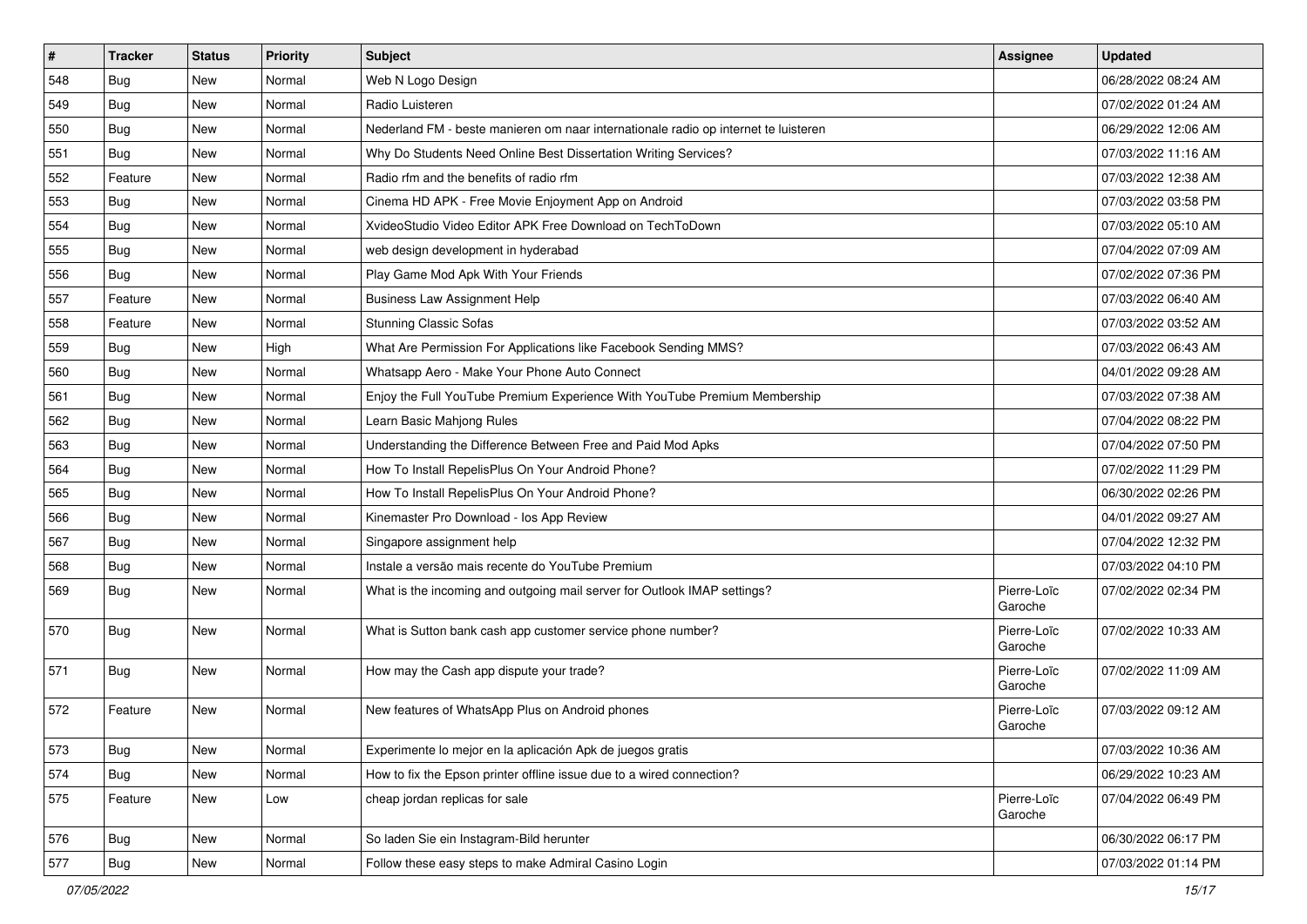| # | Tracker | Status | Priority | Subject | Assignee | Updated |
|---|---|---|---|---|---|---|
| 548 | Bug | New | Normal | Web N Logo Design | | 06/28/2022 08:24 AM |
| 549 | Bug | New | Normal | Radio Luisteren | | 07/02/2022 01:24 AM |
| 550 | Bug | New | Normal | Nederland FM - beste manieren om naar internationale radio op internet te luisteren | | 06/29/2022 12:06 AM |
| 551 | Bug | New | Normal | Why Do Students Need Online Best Dissertation Writing Services? | | 07/03/2022 11:16 AM |
| 552 | Feature | New | Normal | Radio rfm and the benefits of radio rfm | | 07/03/2022 12:38 AM |
| 553 | Bug | New | Normal | Cinema HD APK - Free Movie Enjoyment App on Android | | 07/03/2022 03:58 PM |
| 554 | Bug | New | Normal | XvideoStudio Video Editor APK Free Download on TechToDown | | 07/03/2022 05:10 AM |
| 555 | Bug | New | Normal | web design development in hyderabad | | 07/04/2022 07:09 AM |
| 556 | Bug | New | Normal | Play Game Mod Apk With Your Friends | | 07/02/2022 07:36 PM |
| 557 | Feature | New | Normal | Business Law Assignment Help | | 07/03/2022 06:40 AM |
| 558 | Feature | New | Normal | Stunning Classic Sofas | | 07/03/2022 03:52 AM |
| 559 | Bug | New | High | What Are Permission For Applications like Facebook Sending MMS? | | 07/03/2022 06:43 AM |
| 560 | Bug | New | Normal | Whatsapp Aero - Make Your Phone Auto Connect | | 04/01/2022 09:28 AM |
| 561 | Bug | New | Normal | Enjoy the Full YouTube Premium Experience With YouTube Premium Membership | | 07/03/2022 07:38 AM |
| 562 | Bug | New | Normal | Learn Basic Mahjong Rules | | 07/04/2022 08:22 PM |
| 563 | Bug | New | Normal | Understanding the Difference Between Free and Paid Mod Apks | | 07/04/2022 07:50 PM |
| 564 | Bug | New | Normal | How To Install RepelisPlus On Your Android Phone? | | 07/02/2022 11:29 PM |
| 565 | Bug | New | Normal | How To Install RepelisPlus On Your Android Phone? | | 06/30/2022 02:26 PM |
| 566 | Bug | New | Normal | Kinemaster Pro Download - Ios App Review | | 04/01/2022 09:27 AM |
| 567 | Bug | New | Normal | Singapore assignment help | | 07/04/2022 12:32 PM |
| 568 | Bug | New | Normal | Instale a versão mais recente do YouTube Premium | | 07/03/2022 04:10 PM |
| 569 | Bug | New | Normal | What is the incoming and outgoing mail server for Outlook IMAP settings? | Pierre-Loïc Garoche | 07/02/2022 02:34 PM |
| 570 | Bug | New | Normal | What is Sutton bank cash app customer service phone number? | Pierre-Loïc Garoche | 07/02/2022 10:33 AM |
| 571 | Bug | New | Normal | How may the Cash app dispute your trade? | Pierre-Loïc Garoche | 07/02/2022 11:09 AM |
| 572 | Feature | New | Normal | New features of WhatsApp Plus on Android phones | Pierre-Loïc Garoche | 07/03/2022 09:12 AM |
| 573 | Bug | New | Normal | Experimente lo mejor en la aplicación Apk de juegos gratis | | 07/03/2022 10:36 AM |
| 574 | Bug | New | Normal | How to fix the Epson printer offline issue due to a wired connection? | | 06/29/2022 10:23 AM |
| 575 | Feature | New | Low | cheap jordan replicas for sale | Pierre-Loïc Garoche | 07/04/2022 06:49 PM |
| 576 | Bug | New | Normal | So laden Sie ein Instagram-Bild herunter | | 06/30/2022 06:17 PM |
| 577 | Bug | New | Normal | Follow these easy steps to make Admiral Casino Login | | 07/03/2022 01:14 PM |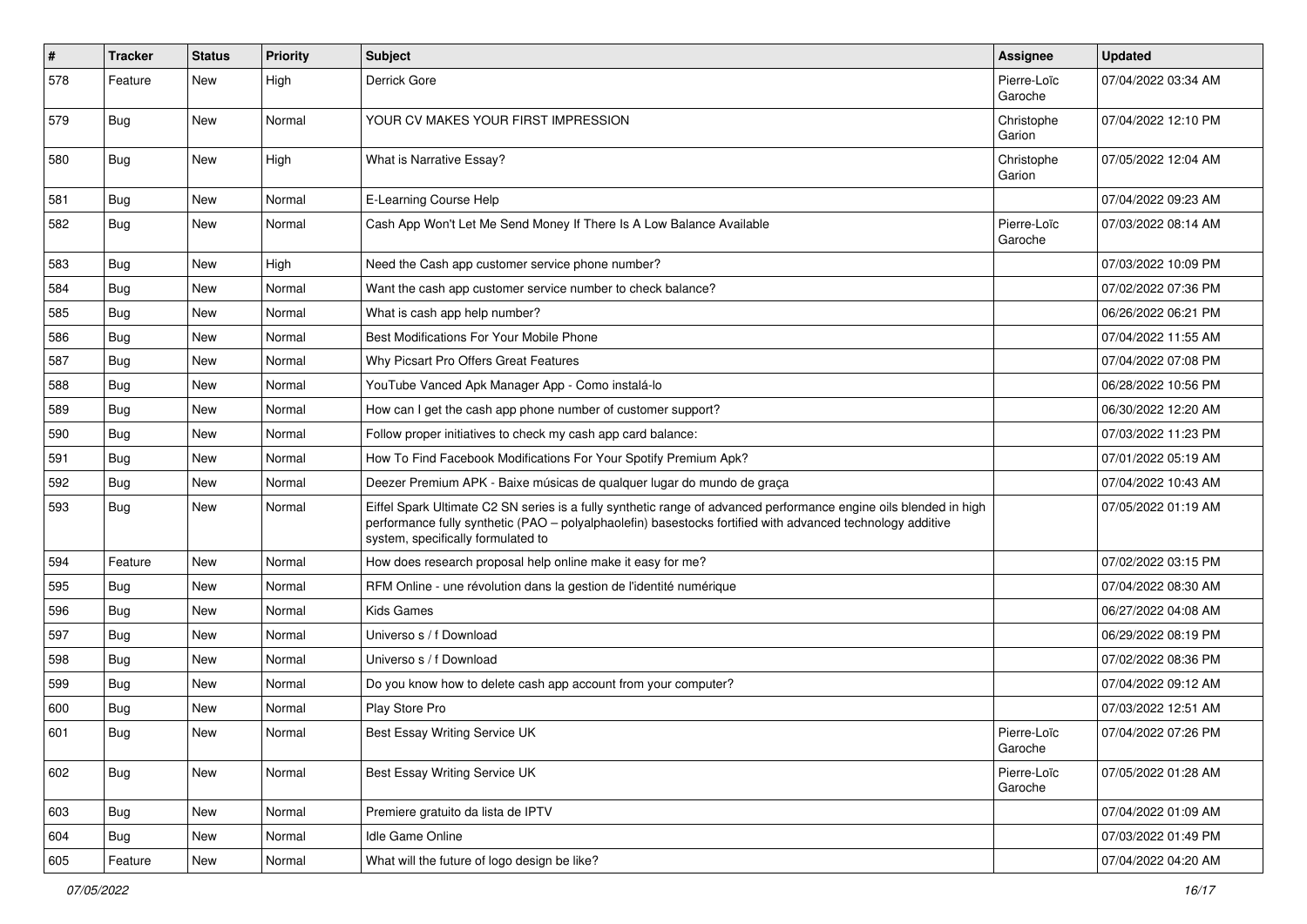| # | Tracker | Status | Priority | Subject | Assignee | Updated |
|---|---|---|---|---|---|---|
| 578 | Feature | New | High | Derrick Gore | Pierre-Loïc Garoche | 07/04/2022 03:34 AM |
| 579 | Bug | New | Normal | YOUR CV MAKES YOUR FIRST IMPRESSION | Christophe Garion | 07/04/2022 12:10 PM |
| 580 | Bug | New | High | What is Narrative Essay? | Christophe Garion | 07/05/2022 12:04 AM |
| 581 | Bug | New | Normal | E-Learning Course Help | | 07/04/2022 09:23 AM |
| 582 | Bug | New | Normal | Cash App Won't Let Me Send Money If There Is A Low Balance Available | Pierre-Loïc Garoche | 07/03/2022 08:14 AM |
| 583 | Bug | New | High | Need the Cash app customer service phone number? | | 07/03/2022 10:09 PM |
| 584 | Bug | New | Normal | Want the cash app customer service number to check balance? | | 07/02/2022 07:36 PM |
| 585 | Bug | New | Normal | What is cash app help number? | | 06/26/2022 06:21 PM |
| 586 | Bug | New | Normal | Best Modifications For Your Mobile Phone | | 07/04/2022 11:55 AM |
| 587 | Bug | New | Normal | Why Picsart Pro Offers Great Features | | 07/04/2022 07:08 PM |
| 588 | Bug | New | Normal | YouTube Vanced Apk Manager App - Como instalá-lo | | 06/28/2022 10:56 PM |
| 589 | Bug | New | Normal | How can I get the cash app phone number of customer support? | | 06/30/2022 12:20 AM |
| 590 | Bug | New | Normal | Follow proper initiatives to check my cash app card balance: | | 07/03/2022 11:23 PM |
| 591 | Bug | New | Normal | How To Find Facebook Modifications For Your Spotify Premium Apk? | | 07/01/2022 05:19 AM |
| 592 | Bug | New | Normal | Deezer Premium APK - Baixe músicas de qualquer lugar do mundo de graça | | 07/04/2022 10:43 AM |
| 593 | Bug | New | Normal | Eiffel Spark Ultimate C2 SN series is a fully synthetic range of advanced performance engine oils blended in high performance fully synthetic (PAO – polyalphaolefin) basestocks fortified with advanced technology additive system, specifically formulated to | | 07/05/2022 01:19 AM |
| 594 | Feature | New | Normal | How does research proposal help online make it easy for me? | | 07/02/2022 03:15 PM |
| 595 | Bug | New | Normal | RFM Online - une révolution dans la gestion de l'identité numérique | | 07/04/2022 08:30 AM |
| 596 | Bug | New | Normal | Kids Games | | 06/27/2022 04:08 AM |
| 597 | Bug | New | Normal | Universo s / f Download | | 06/29/2022 08:19 PM |
| 598 | Bug | New | Normal | Universo s / f Download | | 07/02/2022 08:36 PM |
| 599 | Bug | New | Normal | Do you know how to delete cash app account from your computer? | | 07/04/2022 09:12 AM |
| 600 | Bug | New | Normal | Play Store Pro | | 07/03/2022 12:51 AM |
| 601 | Bug | New | Normal | Best Essay Writing Service UK | Pierre-Loïc Garoche | 07/04/2022 07:26 PM |
| 602 | Bug | New | Normal | Best Essay Writing Service UK | Pierre-Loïc Garoche | 07/05/2022 01:28 AM |
| 603 | Bug | New | Normal | Premiere gratuito da lista de IPTV | | 07/04/2022 01:09 AM |
| 604 | Bug | New | Normal | Idle Game Online | | 07/03/2022 01:49 PM |
| 605 | Feature | New | Normal | What will the future of logo design be like? | | 07/04/2022 04:20 AM |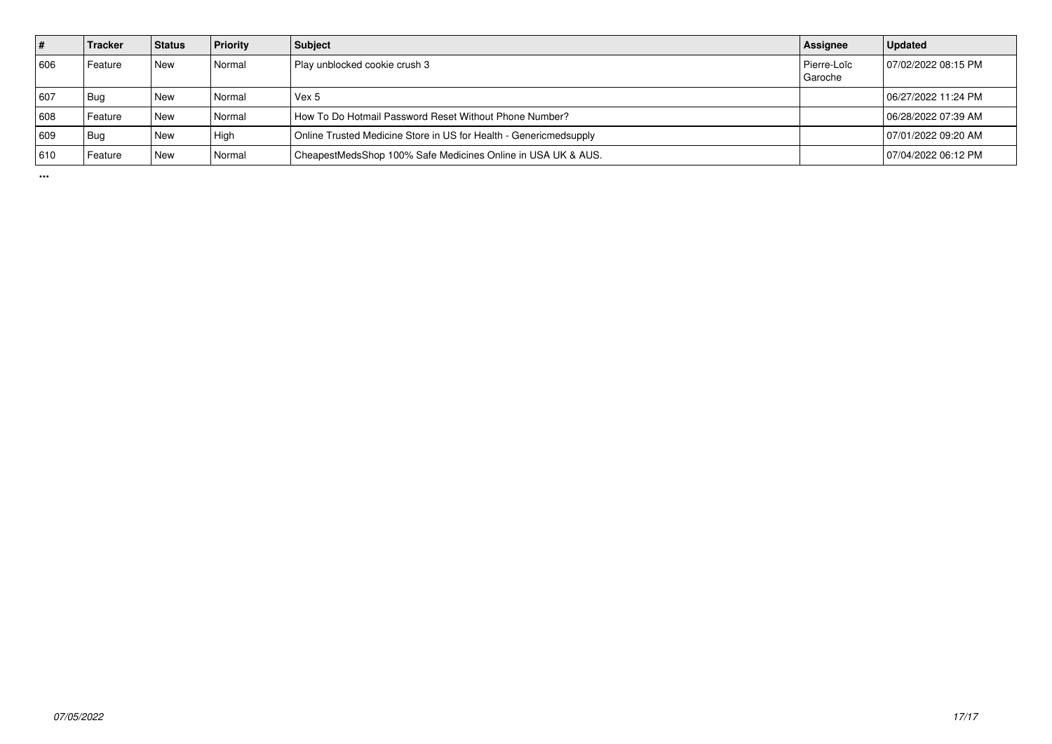| # | Tracker | Status | Priority | Subject | Assignee | Updated |
|---|---|---|---|---|---|---|
| 606 | Feature | New | Normal | Play unblocked cookie crush 3 | Pierre-Loïc Garoche | 07/02/2022 08:15 PM |
| 607 | Bug | New | Normal | Vex 5 | | 06/27/2022 11:24 PM |
| 608 | Feature | New | Normal | How To Do Hotmail Password Reset Without Phone Number? | | 06/28/2022 07:39 AM |
| 609 | Bug | New | High | Online Trusted Medicine Store in US for Health - Genericmedsupply | | 07/01/2022 09:20 AM |
| 610 | Feature | New | Normal | CheapestMedsShop 100% Safe Medicines Online in USA UK & AUS. | | 07/04/2022 06:12 PM |

...